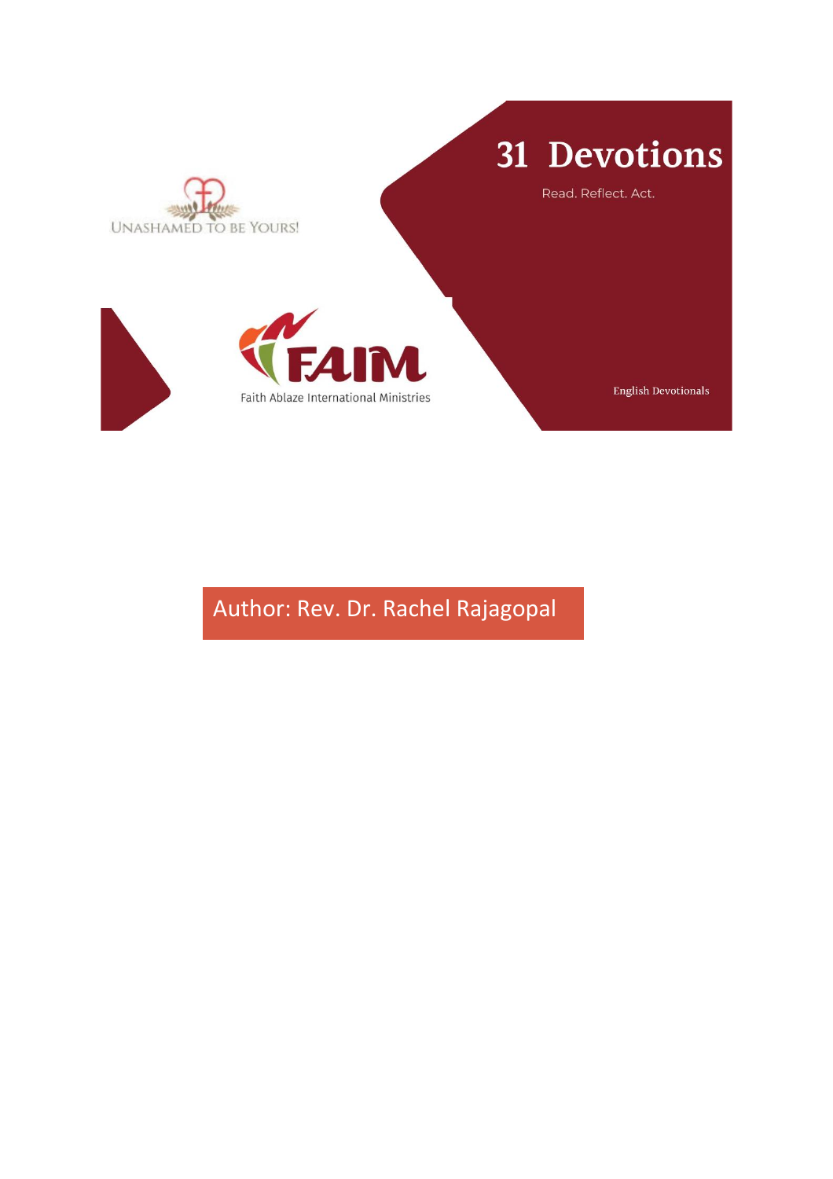UNASHAMED TO BE YOURS!

# 31 Devotions

Read. Reflect. Act.

FAIM

Faith Ablaze International Ministries

English Devotionals

Author: Rev. Dr. Rachel Rajagopal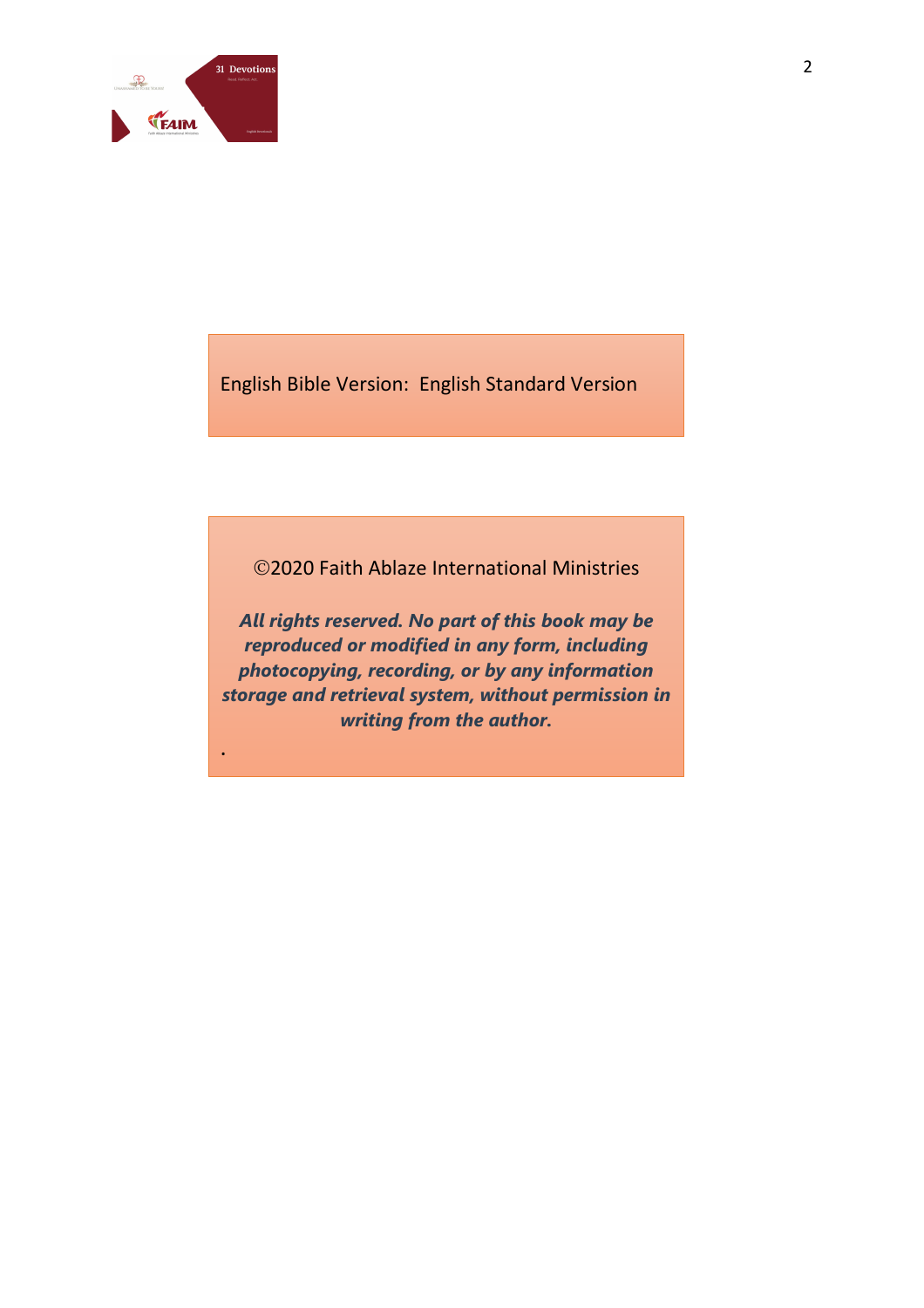English Bible Version: English Standard Version

©2020 Faith Ablaze International Ministries

***All rights reserved. No part of this book may be reproduced or modified in any form, including photocopying, recording, or by any information storage and retrieval system, without permission in writing from the author.***

.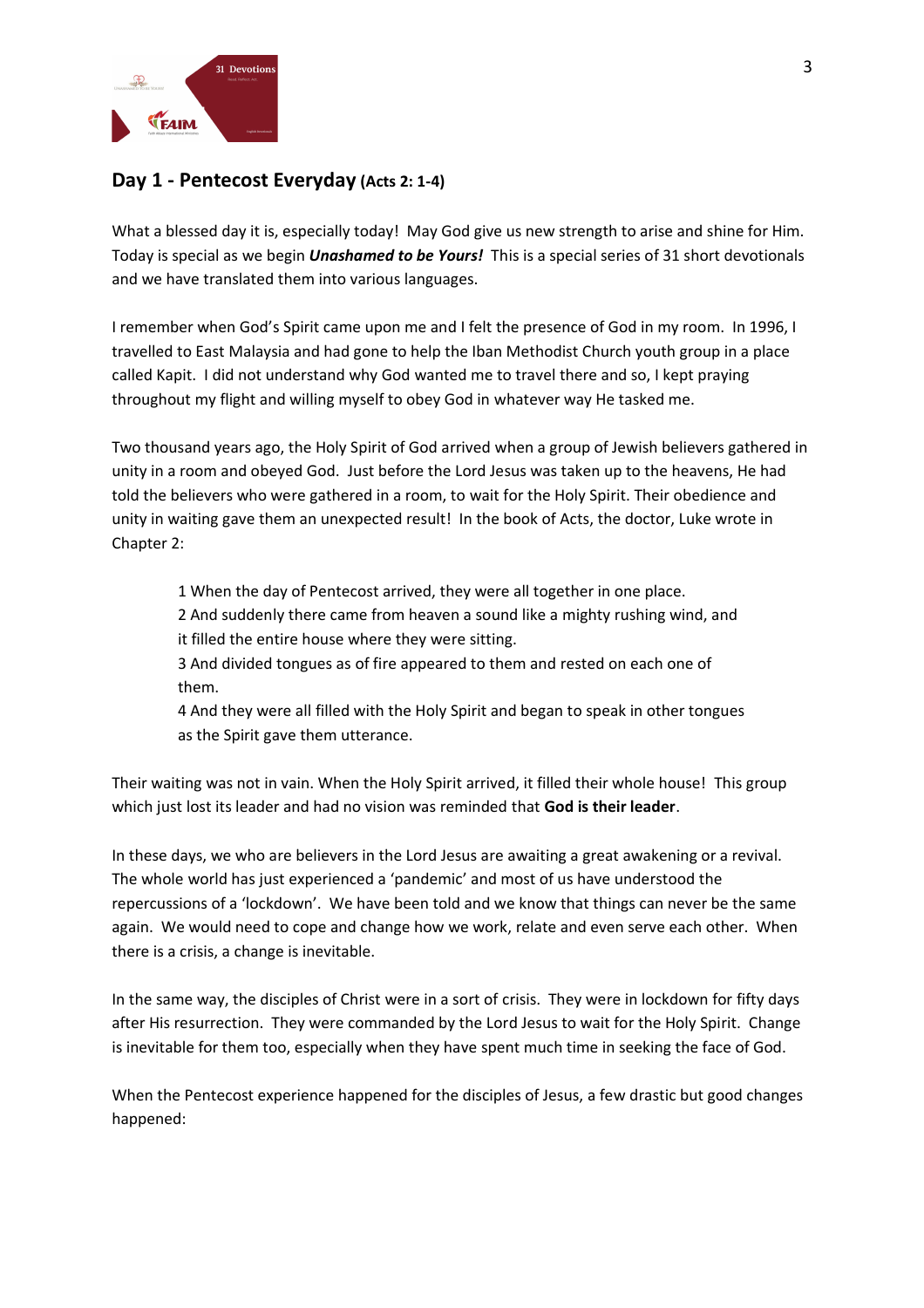## Day 1 - Pentecost Everyday (Acts 2: 1-4)

What a blessed day it is, especially today! May God give us new strength to arise and shine for Him. Today is special as we begin ***Unashamed to be Yours!*** This is a special series of 31 short devotionals and we have translated them into various languages.

I remember when God's Spirit came upon me and I felt the presence of God in my room. In 1996, I travelled to East Malaysia and had gone to help the Iban Methodist Church youth group in a place called Kapit. I did not understand why God wanted me to travel there and so, I kept praying throughout my flight and willing myself to obey God in whatever way He tasked me.

Two thousand years ago, the Holy Spirit of God arrived when a group of Jewish believers gathered in unity in a room and obeyed God. Just before the Lord Jesus was taken up to the heavens, He had told the believers who were gathered in a room, to wait for the Holy Spirit. Their obedience and unity in waiting gave them an unexpected result! In the book of Acts, the doctor, Luke wrote in Chapter 2:

> 1 When the day of Pentecost arrived, they were all together in one place.
> 2 And suddenly there came from heaven a sound like a mighty rushing wind, and it filled the entire house where they were sitting.
> 3 And divided tongues as of fire appeared to them and rested on each one of them.
> 4 And they were all filled with the Holy Spirit and began to speak in other tongues as the Spirit gave them utterance.

Their waiting was not in vain. When the Holy Spirit arrived, it filled their whole house! This group which just lost its leader and had no vision was reminded that **God is their leader**.

In these days, we who are believers in the Lord Jesus are awaiting a great awakening or a revival. The whole world has just experienced a 'pandemic' and most of us have understood the repercussions of a 'lockdown'. We have been told and we know that things can never be the same again. We would need to cope and change how we work, relate and even serve each other. When there is a crisis, a change is inevitable.

In the same way, the disciples of Christ were in a sort of crisis. They were in lockdown for fifty days after His resurrection. They were commanded by the Lord Jesus to wait for the Holy Spirit. Change is inevitable for them too, especially when they have spent much time in seeking the face of God.

When the Pentecost experience happened for the disciples of Jesus, a few drastic but good changes happened: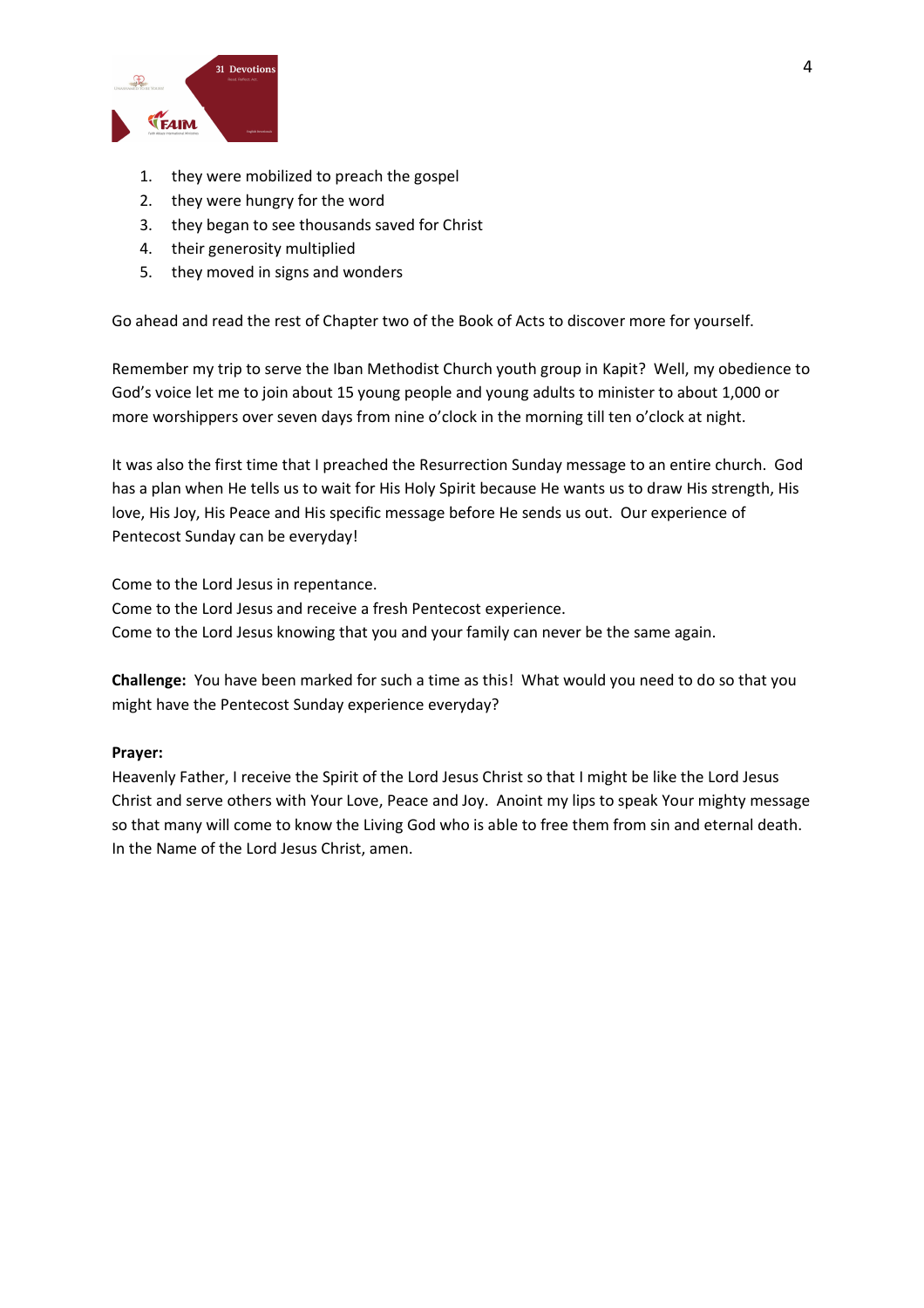1. they were mobilized to preach the gospel
2. they were hungry for the word
3. they began to see thousands saved for Christ
4. their generosity multiplied
5. they moved in signs and wonders

Go ahead and read the rest of Chapter two of the Book of Acts to discover more for yourself.

Remember my trip to serve the Iban Methodist Church youth group in Kapit? Well, my obedience to God's voice let me to join about 15 young people and young adults to minister to about 1,000 or more worshippers over seven days from nine o'clock in the morning till ten o'clock at night.

It was also the first time that I preached the Resurrection Sunday message to an entire church. God has a plan when He tells us to wait for His Holy Spirit because He wants us to draw His strength, His love, His Joy, His Peace and His specific message before He sends us out. Our experience of Pentecost Sunday can be everyday!

Come to the Lord Jesus in repentance.
Come to the Lord Jesus and receive a fresh Pentecost experience.
Come to the Lord Jesus knowing that you and your family can never be the same again.

**Challenge:** You have been marked for such a time as this! What would you need to do so that you might have the Pentecost Sunday experience everyday?

**Prayer:**
Heavenly Father, I receive the Spirit of the Lord Jesus Christ so that I might be like the Lord Jesus Christ and serve others with Your Love, Peace and Joy. Anoint my lips to speak Your mighty message so that many will come to know the Living God who is able to free them from sin and eternal death. In the Name of the Lord Jesus Christ, amen.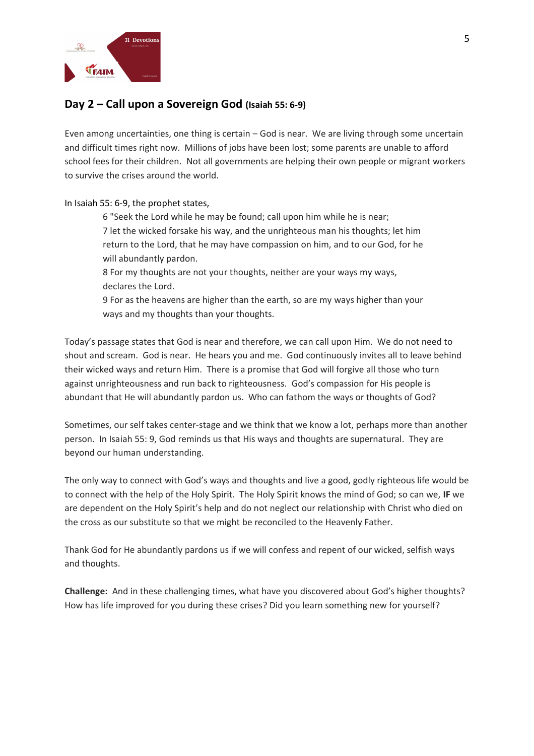## Day 2 – Call upon a Sovereign God (Isaiah 55: 6-9)

Even among uncertainties, one thing is certain – God is near. We are living through some uncertain and difficult times right now. Millions of jobs have been lost; some parents are unable to afford school fees for their children. Not all governments are helping their own people or migrant workers to survive the crises around the world.

In Isaiah 55: 6-9, the prophet states,

> 6 "Seek the Lord while he may be found; call upon him while he is near;
> 7 let the wicked forsake his way, and the unrighteous man his thoughts; let him return to the Lord, that he may have compassion on him, and to our God, for he will abundantly pardon.
> 8 For my thoughts are not your thoughts, neither are your ways my ways, declares the Lord.
> 9 For as the heavens are higher than the earth, so are my ways higher than your ways and my thoughts than your thoughts.

Today's passage states that God is near and therefore, we can call upon Him. We do not need to shout and scream. God is near. He hears you and me. God continuously invites all to leave behind their wicked ways and return Him. There is a promise that God will forgive all those who turn against unrighteousness and run back to righteousness. God's compassion for His people is abundant that He will abundantly pardon us. Who can fathom the ways or thoughts of God?

Sometimes, our self takes center-stage and we think that we know a lot, perhaps more than another person. In Isaiah 55: 9, God reminds us that His ways and thoughts are supernatural. They are beyond our human understanding.

The only way to connect with God's ways and thoughts and live a good, godly righteous life would be to connect with the help of the Holy Spirit. The Holy Spirit knows the mind of God; so can we, **IF** we are dependent on the Holy Spirit's help and do not neglect our relationship with Christ who died on the cross as our substitute so that we might be reconciled to the Heavenly Father.

Thank God for He abundantly pardons us if we will confess and repent of our wicked, selfish ways and thoughts.

**Challenge:** And in these challenging times, what have you discovered about God's higher thoughts? How has life improved for you during these crises? Did you learn something new for yourself?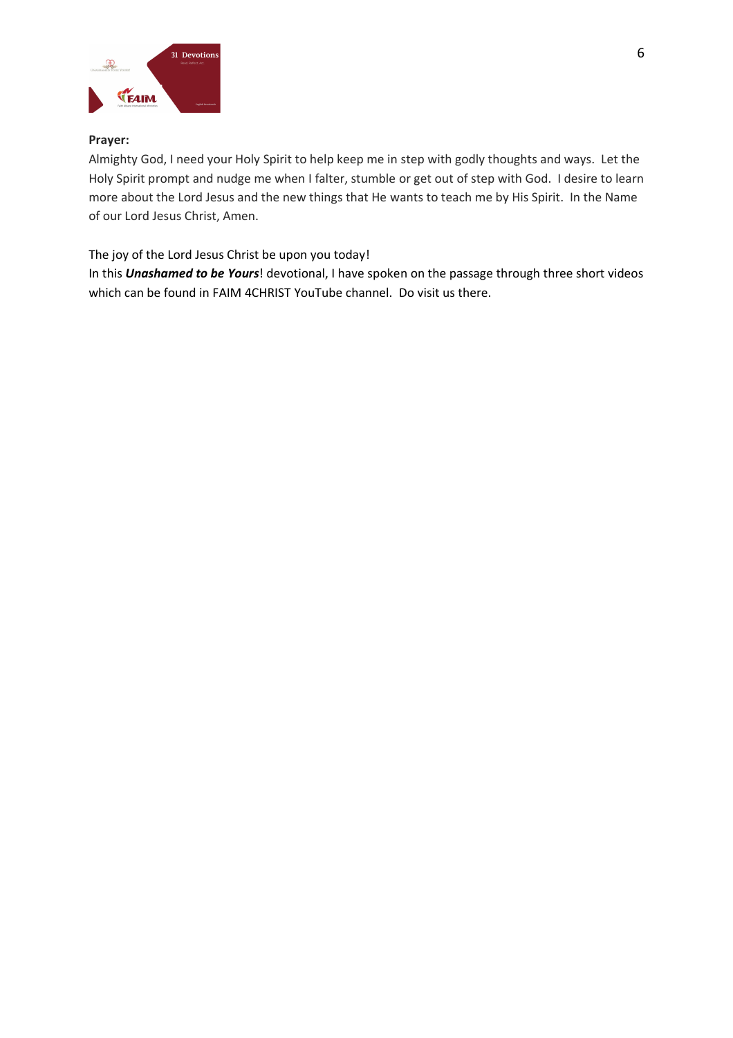**Prayer:**

Almighty God, I need your Holy Spirit to help keep me in step with godly thoughts and ways. Let the Holy Spirit prompt and nudge me when I falter, stumble or get out of step with God. I desire to learn more about the Lord Jesus and the new things that He wants to teach me by His Spirit. In the Name of our Lord Jesus Christ, Amen.

The joy of the Lord Jesus Christ be upon you today!
In this ***Unashamed to be Yours***! devotional, I have spoken on the passage through three short videos which can be found in FAIM 4CHRIST YouTube channel. Do visit us there.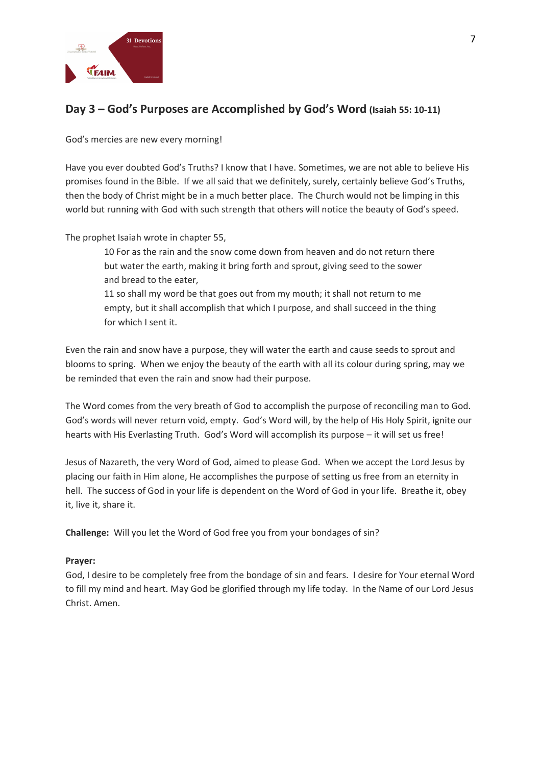## Day 3 – God's Purposes are Accomplished by God's Word (Isaiah 55: 10-11)

God's mercies are new every morning!

Have you ever doubted God's Truths? I know that I have. Sometimes, we are not able to believe His promises found in the Bible. If we all said that we definitely, surely, certainly believe God's Truths, then the body of Christ might be in a much better place. The Church would not be limping in this world but running with God with such strength that others will notice the beauty of God's speed.

The prophet Isaiah wrote in chapter 55,

> 10 For as the rain and the snow come down from heaven and do not return there but water the earth, making it bring forth and sprout, giving seed to the sower and bread to the eater,
> 11 so shall my word be that goes out from my mouth; it shall not return to me empty, but it shall accomplish that which I purpose, and shall succeed in the thing for which I sent it.

Even the rain and snow have a purpose, they will water the earth and cause seeds to sprout and blooms to spring. When we enjoy the beauty of the earth with all its colour during spring, may we be reminded that even the rain and snow had their purpose.

The Word comes from the very breath of God to accomplish the purpose of reconciling man to God. God's words will never return void, empty. God's Word will, by the help of His Holy Spirit, ignite our hearts with His Everlasting Truth. God's Word will accomplish its purpose – it will set us free!

Jesus of Nazareth, the very Word of God, aimed to please God. When we accept the Lord Jesus by placing our faith in Him alone, He accomplishes the purpose of setting us free from an eternity in hell. The success of God in your life is dependent on the Word of God in your life. Breathe it, obey it, live it, share it.

**Challenge:** Will you let the Word of God free you from your bondages of sin?

**Prayer:**
God, I desire to be completely free from the bondage of sin and fears. I desire for Your eternal Word to fill my mind and heart. May God be glorified through my life today. In the Name of our Lord Jesus Christ. Amen.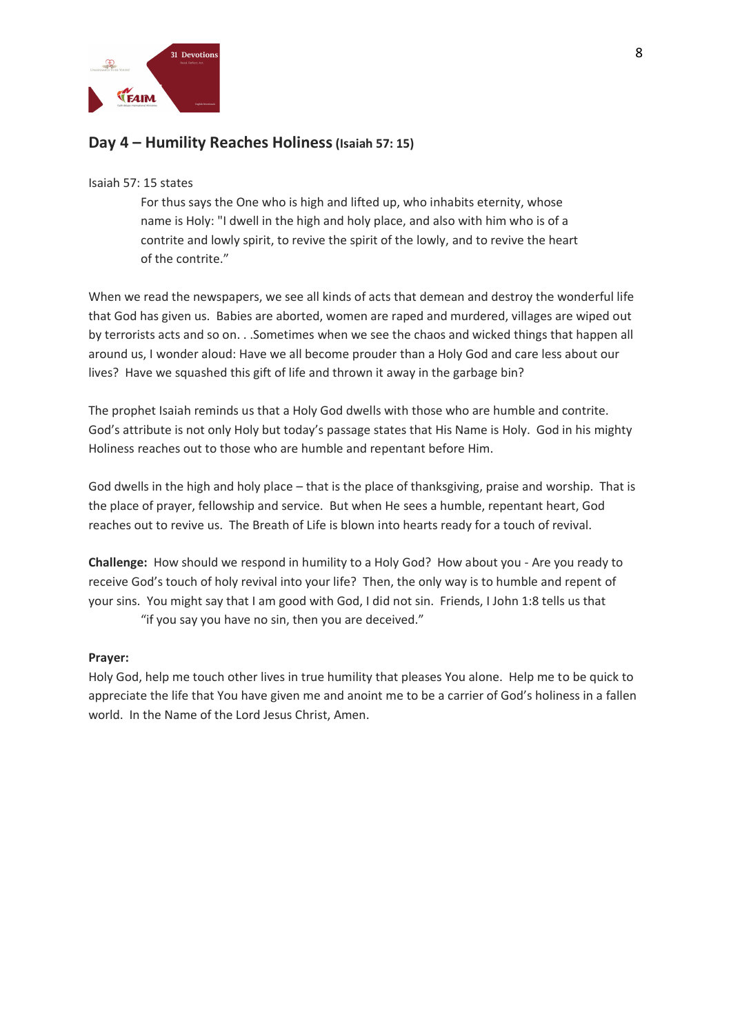## Day 4 – Humility Reaches Holiness (Isaiah 57: 15)

Isaiah 57: 15 states

> For thus says the One who is high and lifted up, who inhabits eternity, whose name is Holy: "I dwell in the high and holy place, and also with him who is of a contrite and lowly spirit, to revive the spirit of the lowly, and to revive the heart of the contrite."

When we read the newspapers, we see all kinds of acts that demean and destroy the wonderful life that God has given us. Babies are aborted, women are raped and murdered, villages are wiped out by terrorists acts and so on. . .Sometimes when we see the chaos and wicked things that happen all around us, I wonder aloud: Have we all become prouder than a Holy God and care less about our lives? Have we squashed this gift of life and thrown it away in the garbage bin?

The prophet Isaiah reminds us that a Holy God dwells with those who are humble and contrite. God's attribute is not only Holy but today's passage states that His Name is Holy. God in his mighty Holiness reaches out to those who are humble and repentant before Him.

God dwells in the high and holy place – that is the place of thanksgiving, praise and worship. That is the place of prayer, fellowship and service. But when He sees a humble, repentant heart, God reaches out to revive us. The Breath of Life is blown into hearts ready for a touch of revival.

**Challenge:** How should we respond in humility to a Holy God? How about you - Are you ready to receive God's touch of holy revival into your life? Then, the only way is to humble and repent of your sins. You might say that I am good with God, I did not sin. Friends, I John 1:8 tells us that

> "if you say you have no sin, then you are deceived."

**Prayer:**

Holy God, help me touch other lives in true humility that pleases You alone. Help me to be quick to appreciate the life that You have given me and anoint me to be a carrier of God's holiness in a fallen world. In the Name of the Lord Jesus Christ, Amen.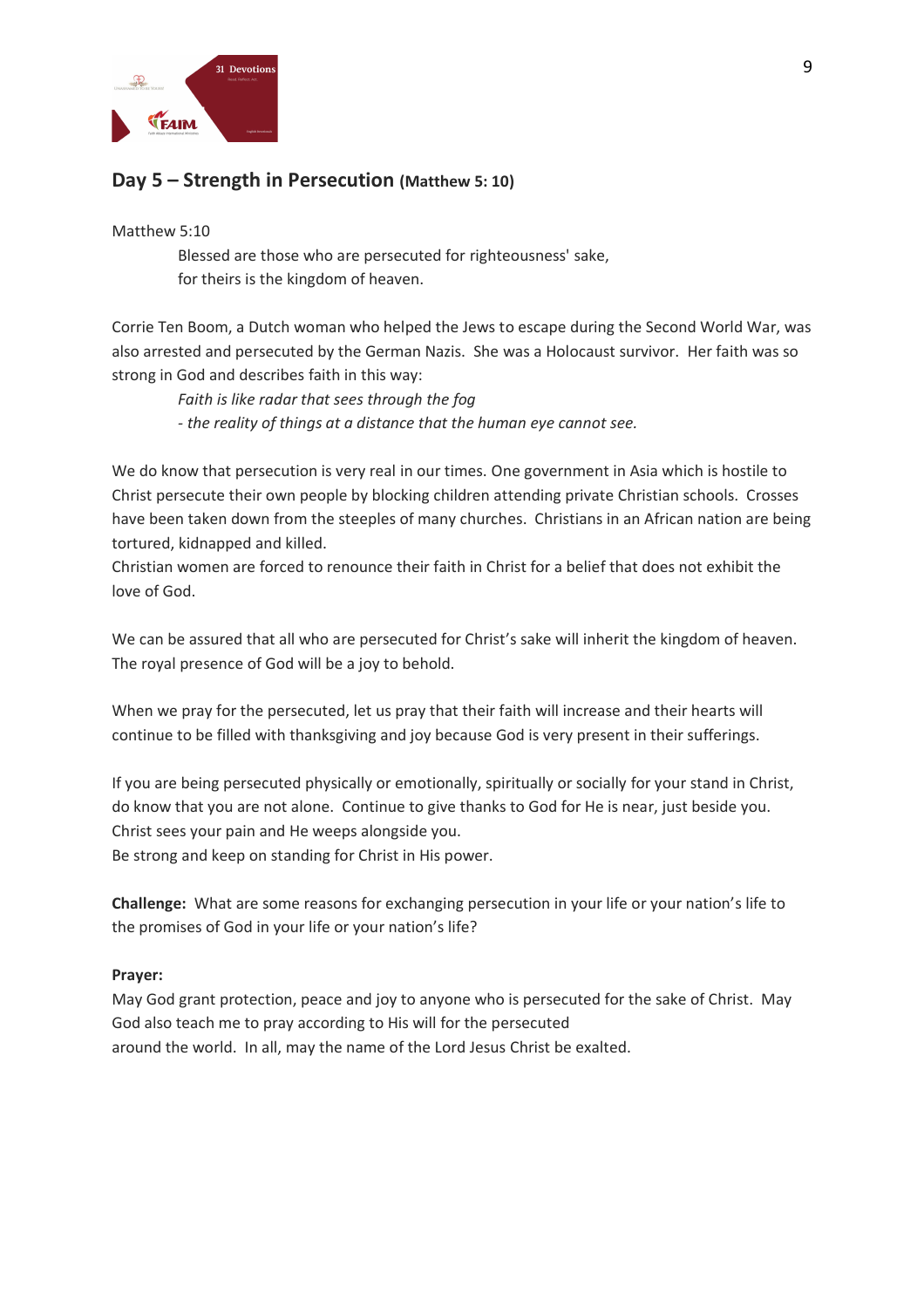## Day 5 – Strength in Persecution (Matthew 5: 10)

Matthew 5:10

Blessed are those who are persecuted for righteousness' sake,  
for theirs is the kingdom of heaven.

Corrie Ten Boom, a Dutch woman who helped the Jews to escape during the Second World War, was also arrested and persecuted by the German Nazis. She was a Holocaust survivor. Her faith was so strong in God and describes faith in this way:

*Faith is like radar that sees through the fog*  
*- the reality of things at a distance that the human eye cannot see.*

We do know that persecution is very real in our times. One government in Asia which is hostile to Christ persecute their own people by blocking children attending private Christian schools. Crosses have been taken down from the steeples of many churches. Christians in an African nation are being tortured, kidnapped and killed.  
Christian women are forced to renounce their faith in Christ for a belief that does not exhibit the love of God.

We can be assured that all who are persecuted for Christ's sake will inherit the kingdom of heaven. The royal presence of God will be a joy to behold.

When we pray for the persecuted, let us pray that their faith will increase and their hearts will continue to be filled with thanksgiving and joy because God is very present in their sufferings.

If you are being persecuted physically or emotionally, spiritually or socially for your stand in Christ, do know that you are not alone. Continue to give thanks to God for He is near, just beside you.  
Christ sees your pain and He weeps alongside you.  
Be strong and keep on standing for Christ in His power.

**Challenge:** What are some reasons for exchanging persecution in your life or your nation's life to the promises of God in your life or your nation's life?

**Prayer:**  
May God grant protection, peace and joy to anyone who is persecuted for the sake of Christ. May God also teach me to pray according to His will for the persecuted around the world. In all, may the name of the Lord Jesus Christ be exalted.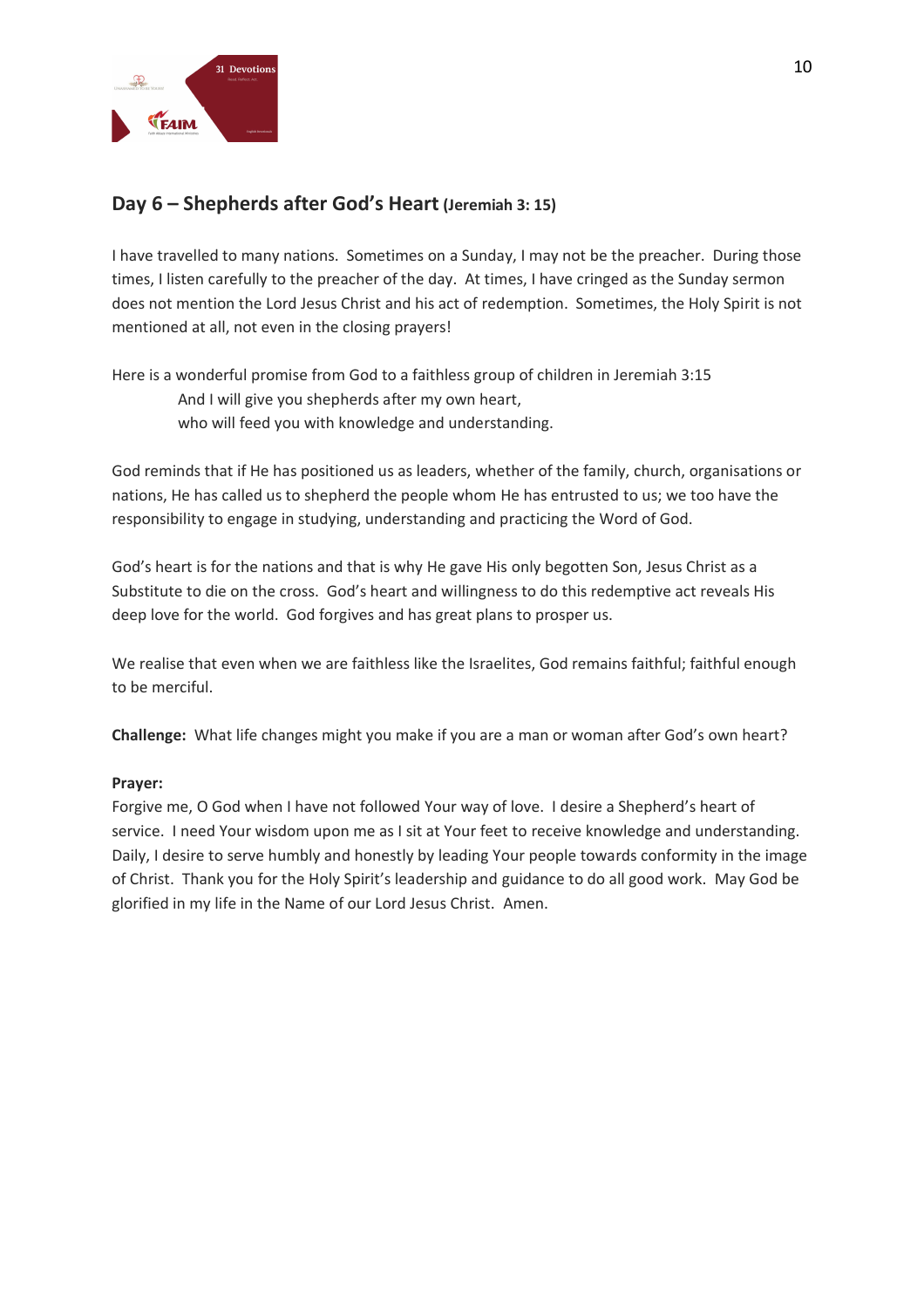## Day 6 – Shepherds after God's Heart **(Jeremiah 3: 15)**

I have travelled to many nations. Sometimes on a Sunday, I may not be the preacher. During those times, I listen carefully to the preacher of the day. At times, I have cringed as the Sunday sermon does not mention the Lord Jesus Christ and his act of redemption. Sometimes, the Holy Spirit is not mentioned at all, not even in the closing prayers!

Here is a wonderful promise from God to a faithless group of children in Jeremiah 3:15

> And I will give you shepherds after my own heart,
> who will feed you with knowledge and understanding.

God reminds that if He has positioned us as leaders, whether of the family, church, organisations or nations, He has called us to shepherd the people whom He has entrusted to us; we too have the responsibility to engage in studying, understanding and practicing the Word of God.

God's heart is for the nations and that is why He gave His only begotten Son, Jesus Christ as a Substitute to die on the cross. God's heart and willingness to do this redemptive act reveals His deep love for the world. God forgives and has great plans to prosper us.

We realise that even when we are faithless like the Israelites, God remains faithful; faithful enough to be merciful.

**Challenge:** What life changes might you make if you are a man or woman after God's own heart?

**Prayer:**
Forgive me, O God when I have not followed Your way of love. I desire a Shepherd's heart of service. I need Your wisdom upon me as I sit at Your feet to receive knowledge and understanding. Daily, I desire to serve humbly and honestly by leading Your people towards conformity in the image of Christ. Thank you for the Holy Spirit's leadership and guidance to do all good work. May God be glorified in my life in the Name of our Lord Jesus Christ. Amen.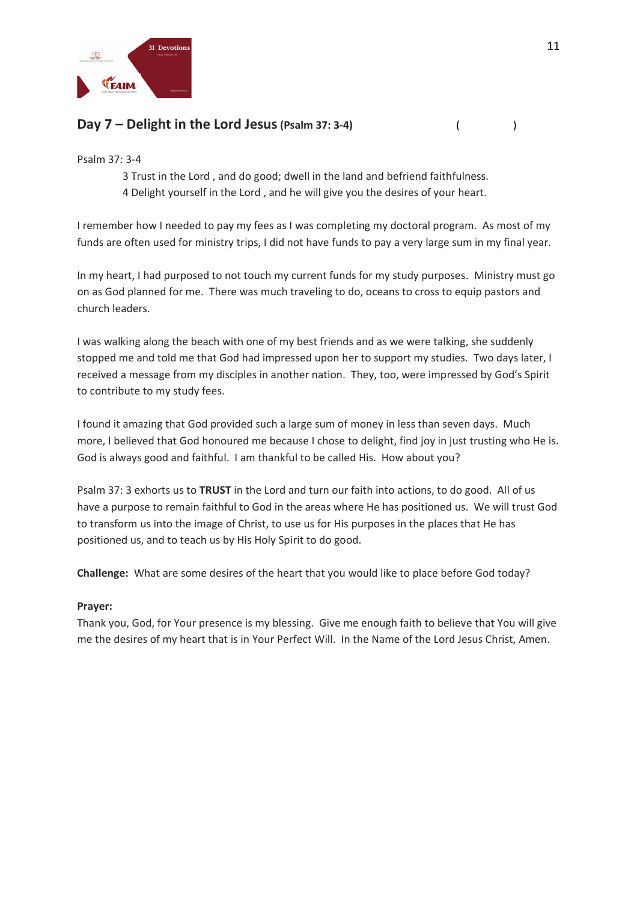## Day 7 – Delight in the Lord Jesus (Psalm 37: 3-4) ( )

Psalm 37: 3-4

> 3 Trust in the Lord , and do good; dwell in the land and befriend faithfulness.
> 4 Delight yourself in the Lord , and he will give you the desires of your heart.

I remember how I needed to pay my fees as I was completing my doctoral program. As most of my funds are often used for ministry trips, I did not have funds to pay a very large sum in my final year.

In my heart, I had purposed to not touch my current funds for my study purposes. Ministry must go on as God planned for me. There was much traveling to do, oceans to cross to equip pastors and church leaders.

I was walking along the beach with one of my best friends and as we were talking, she suddenly stopped me and told me that God had impressed upon her to support my studies. Two days later, I received a message from my disciples in another nation. They, too, were impressed by God's Spirit to contribute to my study fees.

I found it amazing that God provided such a large sum of money in less than seven days. Much more, I believed that God honoured me because I chose to delight, find joy in just trusting who He is. God is always good and faithful. I am thankful to be called His. How about you?

Psalm 37: 3 exhorts us to **TRUST** in the Lord and turn our faith into actions, to do good. All of us have a purpose to remain faithful to God in the areas where He has positioned us. We will trust God to transform us into the image of Christ, to use us for His purposes in the places that He has positioned us, and to teach us by His Holy Spirit to do good.

**Challenge:** What are some desires of the heart that you would like to place before God today?

**Prayer:**
Thank you, God, for Your presence is my blessing. Give me enough faith to believe that You will give me the desires of my heart that is in Your Perfect Will. In the Name of the Lord Jesus Christ, Amen.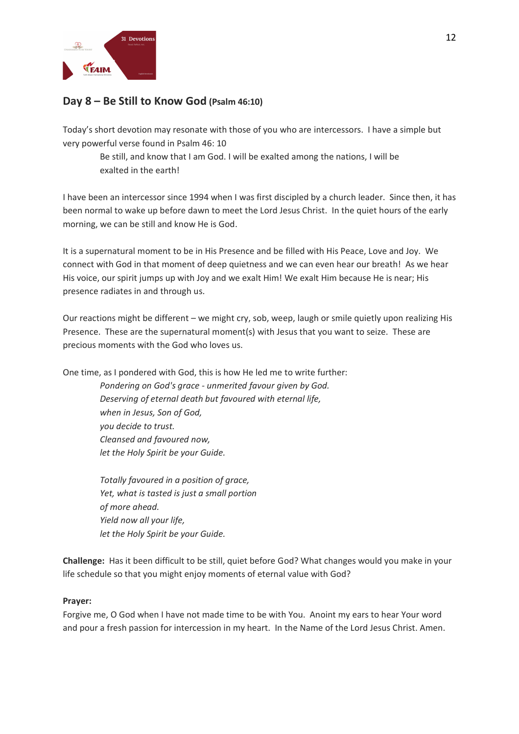## Day 8 – Be Still to Know God (Psalm 46:10)

Today's short devotion may resonate with those of you who are intercessors. I have a simple but very powerful verse found in Psalm 46: 10

> Be still, and know that I am God. I will be exalted among the nations, I will be exalted in the earth!

I have been an intercessor since 1994 when I was first discipled by a church leader. Since then, it has been normal to wake up before dawn to meet the Lord Jesus Christ. In the quiet hours of the early morning, we can be still and know He is God.

It is a supernatural moment to be in His Presence and be filled with His Peace, Love and Joy. We connect with God in that moment of deep quietness and we can even hear our breath! As we hear His voice, our spirit jumps up with Joy and we exalt Him! We exalt Him because He is near; His presence radiates in and through us.

Our reactions might be different – we might cry, sob, weep, laugh or smile quietly upon realizing His Presence. These are the supernatural moment(s) with Jesus that you want to seize. These are precious moments with the God who loves us.

One time, as I pondered with God, this is how He led me to write further:

> *Pondering on God's grace - unmerited favour given by God.*
> *Deserving of eternal death but favoured with eternal life,*
> *when in Jesus, Son of God,*
> *you decide to trust.*
> *Cleansed and favoured now,*
> *let the Holy Spirit be your Guide.*
>
> *Totally favoured in a position of grace,*
> *Yet, what is tasted is just a small portion*
> *of more ahead.*
> *Yield now all your life,*
> *let the Holy Spirit be your Guide.*

**Challenge:** Has it been difficult to be still, quiet before God? What changes would you make in your life schedule so that you might enjoy moments of eternal value with God?

**Prayer:**

Forgive me, O God when I have not made time to be with You. Anoint my ears to hear Your word and pour a fresh passion for intercession in my heart. In the Name of the Lord Jesus Christ. Amen.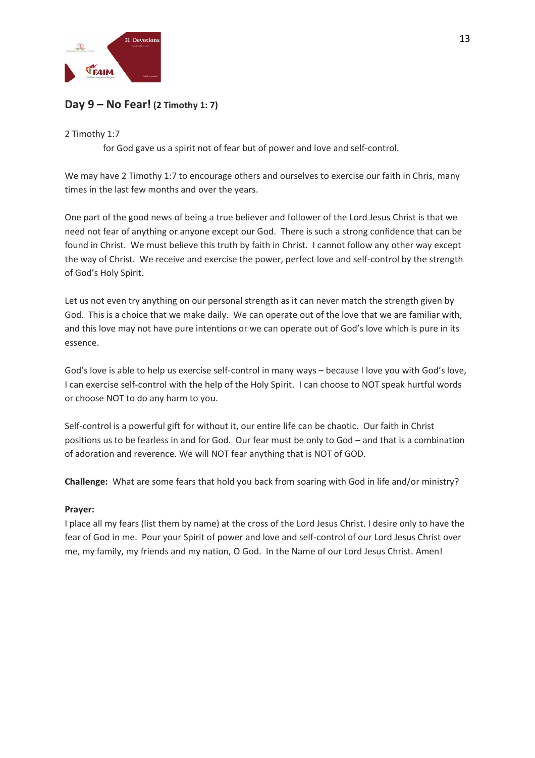## Day 9 – No Fear! (2 Timothy 1: 7)

2 Timothy 1:7

for God gave us a spirit not of fear but of power and love and self-control.

We may have 2 Timothy 1:7 to encourage others and ourselves to exercise our faith in Chris, many times in the last few months and over the years.

One part of the good news of being a true believer and follower of the Lord Jesus Christ is that we need not fear of anything or anyone except our God. There is such a strong confidence that can be found in Christ. We must believe this truth by faith in Christ. I cannot follow any other way except the way of Christ. We receive and exercise the power, perfect love and self-control by the strength of God's Holy Spirit.

Let us not even try anything on our personal strength as it can never match the strength given by God. This is a choice that we make daily. We can operate out of the love that we are familiar with, and this love may not have pure intentions or we can operate out of God's love which is pure in its essence.

God's love is able to help us exercise self-control in many ways – because I love you with God's love, I can exercise self-control with the help of the Holy Spirit. I can choose to NOT speak hurtful words or choose NOT to do any harm to you.

Self-control is a powerful gift for without it, our entire life can be chaotic. Our faith in Christ positions us to be fearless in and for God. Our fear must be only to God – and that is a combination of adoration and reverence. We will NOT fear anything that is NOT of GOD.

**Challenge:** What are some fears that hold you back from soaring with God in life and/or ministry?

**Prayer:**

I place all my fears (list them by name) at the cross of the Lord Jesus Christ. I desire only to have the fear of God in me. Pour your Spirit of power and love and self-control of our Lord Jesus Christ over me, my family, my friends and my nation, O God. In the Name of our Lord Jesus Christ. Amen!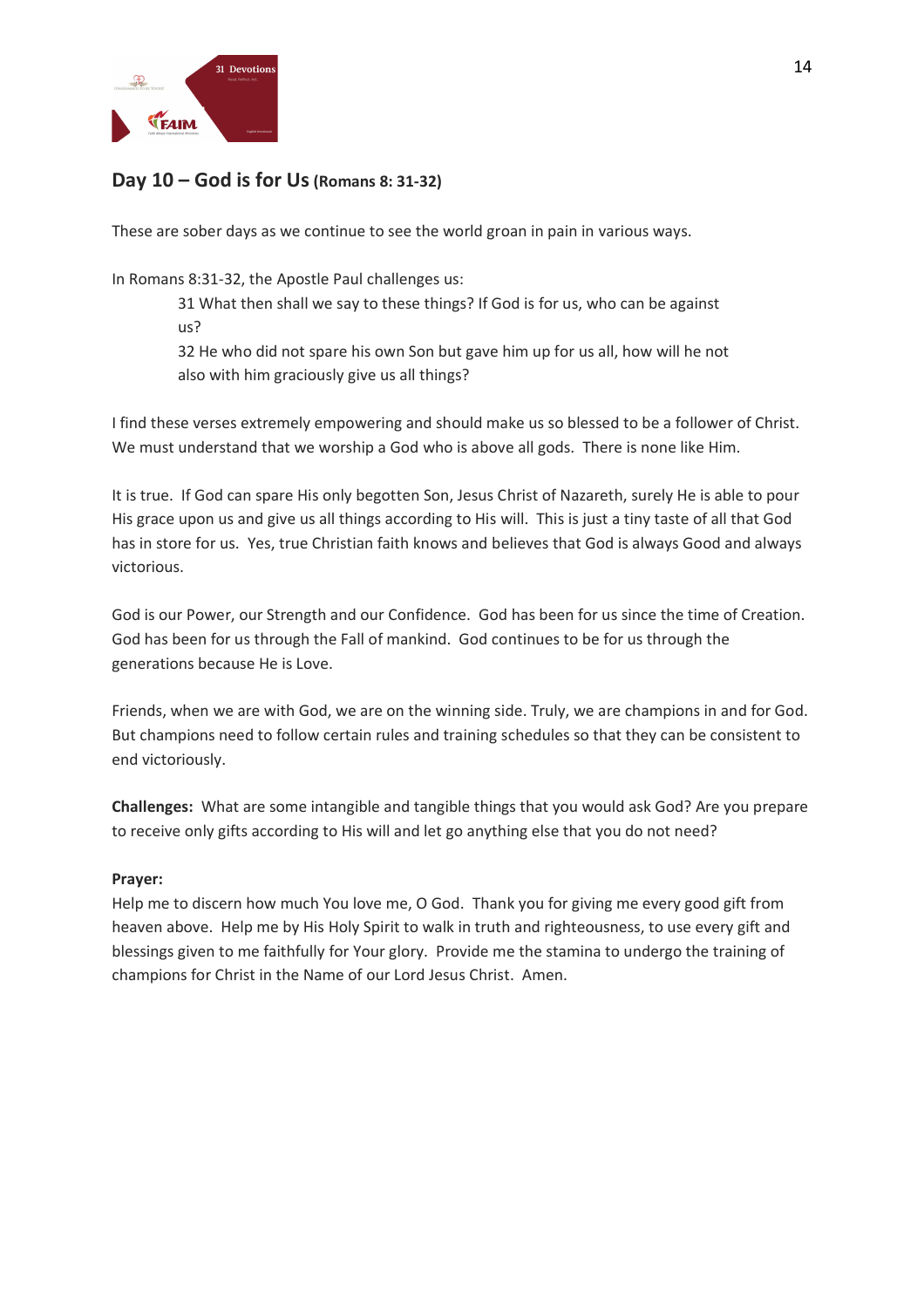## Day 10 – God is for Us **(Romans 8: 31-32)**

These are sober days as we continue to see the world groan in pain in various ways.

In Romans 8:31-32, the Apostle Paul challenges us:

> 31 What then shall we say to these things? If God is for us, who can be against us?
> 32 He who did not spare his own Son but gave him up for us all, how will he not also with him graciously give us all things?

I find these verses extremely empowering and should make us so blessed to be a follower of Christ. We must understand that we worship a God who is above all gods. There is none like Him.

It is true. If God can spare His only begotten Son, Jesus Christ of Nazareth, surely He is able to pour His grace upon us and give us all things according to His will. This is just a tiny taste of all that God has in store for us. Yes, true Christian faith knows and believes that God is always Good and always victorious.

God is our Power, our Strength and our Confidence. God has been for us since the time of Creation. God has been for us through the Fall of mankind. God continues to be for us through the generations because He is Love.

Friends, when we are with God, we are on the winning side. Truly, we are champions in and for God. But champions need to follow certain rules and training schedules so that they can be consistent to end victoriously.

**Challenges:** What are some intangible and tangible things that you would ask God? Are you prepare to receive only gifts according to His will and let go anything else that you do not need?

**Prayer:**
Help me to discern how much You love me, O God. Thank you for giving me every good gift from heaven above. Help me by His Holy Spirit to walk in truth and righteousness, to use every gift and blessings given to me faithfully for Your glory. Provide me the stamina to undergo the training of champions for Christ in the Name of our Lord Jesus Christ. Amen.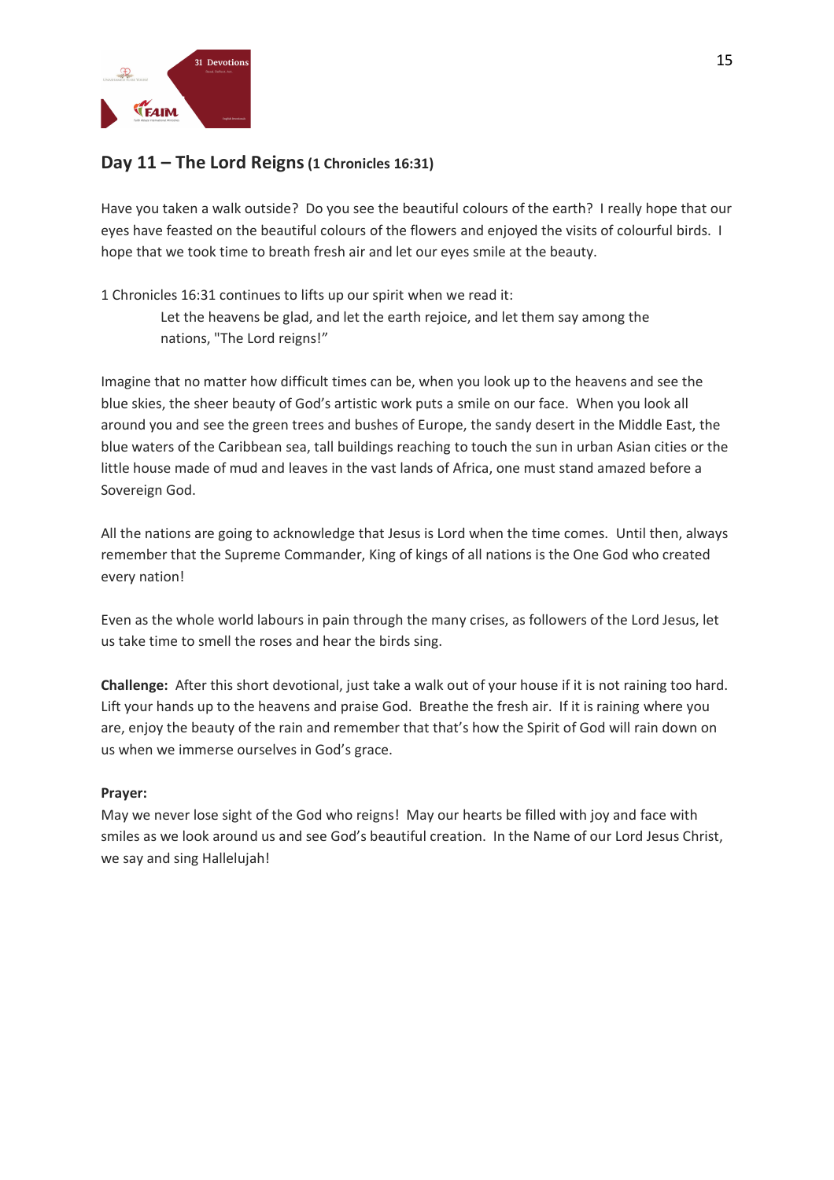## Day 11 – The Lord Reigns (1 Chronicles 16:31)

Have you taken a walk outside? Do you see the beautiful colours of the earth? I really hope that our eyes have feasted on the beautiful colours of the flowers and enjoyed the visits of colourful birds. I hope that we took time to breath fresh air and let our eyes smile at the beauty.

1 Chronicles 16:31 continues to lifts up our spirit when we read it:

> Let the heavens be glad, and let the earth rejoice, and let them say among the nations, "The Lord reigns!"

Imagine that no matter how difficult times can be, when you look up to the heavens and see the blue skies, the sheer beauty of God's artistic work puts a smile on our face. When you look all around you and see the green trees and bushes of Europe, the sandy desert in the Middle East, the blue waters of the Caribbean sea, tall buildings reaching to touch the sun in urban Asian cities or the little house made of mud and leaves in the vast lands of Africa, one must stand amazed before a Sovereign God.

All the nations are going to acknowledge that Jesus is Lord when the time comes. Until then, always remember that the Supreme Commander, King of kings of all nations is the One God who created every nation!

Even as the whole world labours in pain through the many crises, as followers of the Lord Jesus, let us take time to smell the roses and hear the birds sing.

**Challenge:** After this short devotional, just take a walk out of your house if it is not raining too hard. Lift your hands up to the heavens and praise God. Breathe the fresh air. If it is raining where you are, enjoy the beauty of the rain and remember that that's how the Spirit of God will rain down on us when we immerse ourselves in God's grace.

**Prayer:**
May we never lose sight of the God who reigns! May our hearts be filled with joy and face with smiles as we look around us and see God's beautiful creation. In the Name of our Lord Jesus Christ, we say and sing Hallelujah!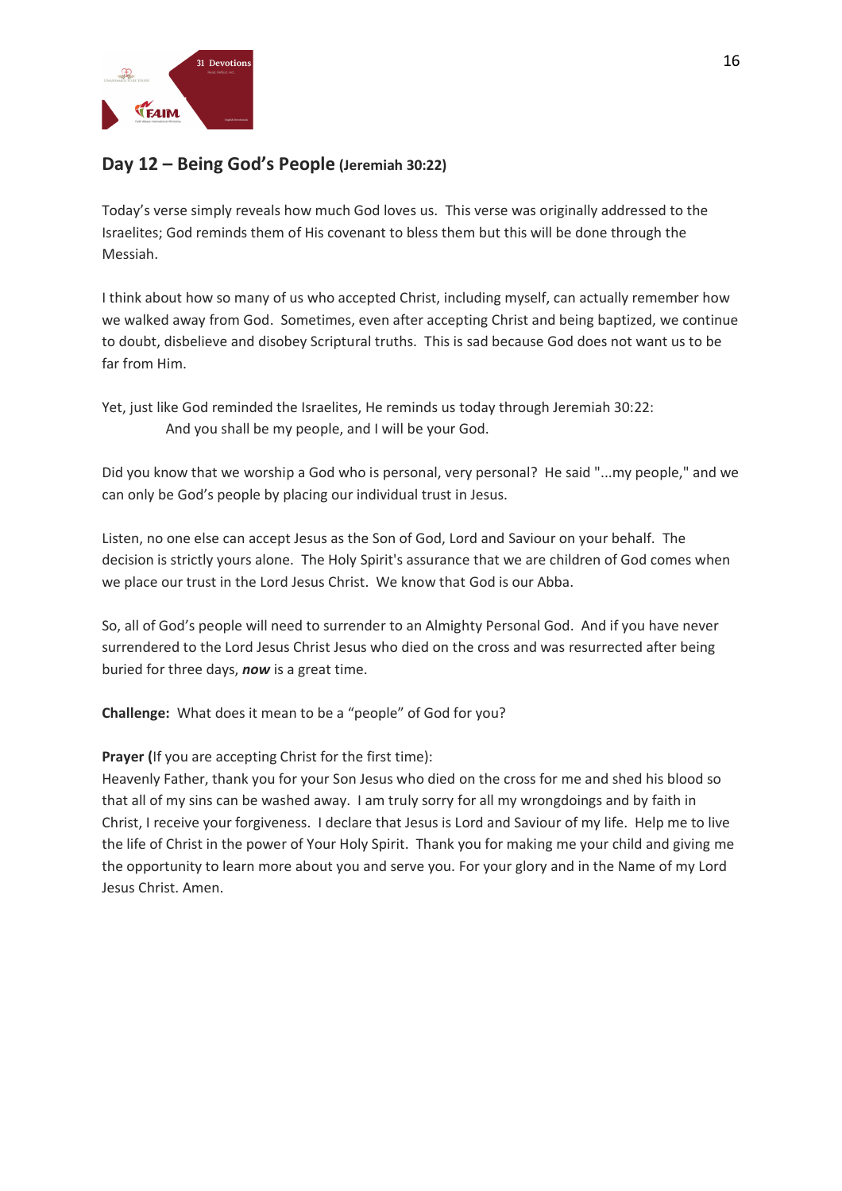## Day 12 – Being God's People (Jeremiah 30:22)

Today's verse simply reveals how much God loves us. This verse was originally addressed to the Israelites; God reminds them of His covenant to bless them but this will be done through the Messiah.

I think about how so many of us who accepted Christ, including myself, can actually remember how we walked away from God. Sometimes, even after accepting Christ and being baptized, we continue to doubt, disbelieve and disobey Scriptural truths. This is sad because God does not want us to be far from Him.

Yet, just like God reminded the Israelites, He reminds us today through Jeremiah 30:22:

> And you shall be my people, and I will be your God.

Did you know that we worship a God who is personal, very personal? He said "...my people," and we can only be God's people by placing our individual trust in Jesus.

Listen, no one else can accept Jesus as the Son of God, Lord and Saviour on your behalf. The decision is strictly yours alone. The Holy Spirit's assurance that we are children of God comes when we place our trust in the Lord Jesus Christ. We know that God is our Abba.

So, all of God's people will need to surrender to an Almighty Personal God. And if you have never surrendered to the Lord Jesus Christ Jesus who died on the cross and was resurrected after being buried for three days, ***now*** is a great time.

**Challenge:** What does it mean to be a "people" of God for you?

**Prayer (**If you are accepting Christ for the first time):
Heavenly Father, thank you for your Son Jesus who died on the cross for me and shed his blood so that all of my sins can be washed away. I am truly sorry for all my wrongdoings and by faith in Christ, I receive your forgiveness. I declare that Jesus is Lord and Saviour of my life. Help me to live the life of Christ in the power of Your Holy Spirit. Thank you for making me your child and giving me the opportunity to learn more about you and serve you. For your glory and in the Name of my Lord Jesus Christ. Amen.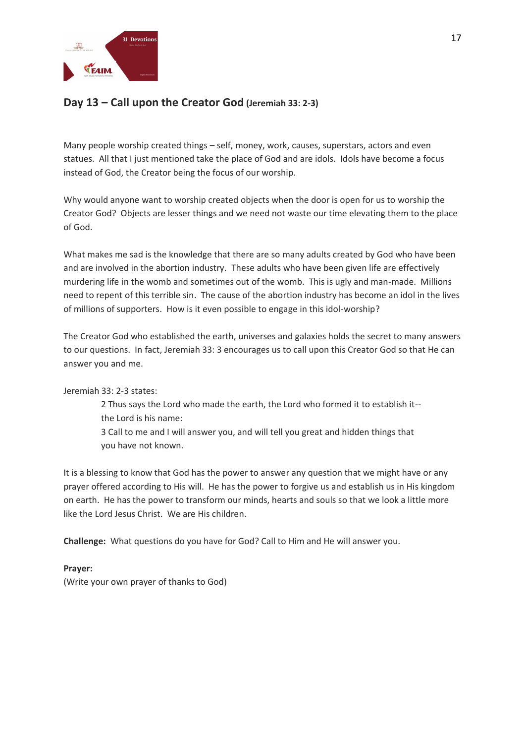## Day 13 – Call upon the Creator God (Jeremiah 33: 2-3)

Many people worship created things – self, money, work, causes, superstars, actors and even statues. All that I just mentioned take the place of God and are idols. Idols have become a focus instead of God, the Creator being the focus of our worship.

Why would anyone want to worship created objects when the door is open for us to worship the Creator God? Objects are lesser things and we need not waste our time elevating them to the place of God.

What makes me sad is the knowledge that there are so many adults created by God who have been and are involved in the abortion industry. These adults who have been given life are effectively murdering life in the womb and sometimes out of the womb. This is ugly and man-made. Millions need to repent of this terrible sin. The cause of the abortion industry has become an idol in the lives of millions of supporters. How is it even possible to engage in this idol-worship?

The Creator God who established the earth, universes and galaxies holds the secret to many answers to our questions. In fact, Jeremiah 33: 3 encourages us to call upon this Creator God so that He can answer you and me.

Jeremiah 33: 2-3 states:

> 2 Thus says the Lord who made the earth, the Lord who formed it to establish it-- the Lord is his name:
> 3 Call to me and I will answer you, and will tell you great and hidden things that you have not known.

It is a blessing to know that God has the power to answer any question that we might have or any prayer offered according to His will. He has the power to forgive us and establish us in His kingdom on earth. He has the power to transform our minds, hearts and souls so that we look a little more like the Lord Jesus Christ. We are His children.

**Challenge:** What questions do you have for God? Call to Him and He will answer you.

**Prayer:**
(Write your own prayer of thanks to God)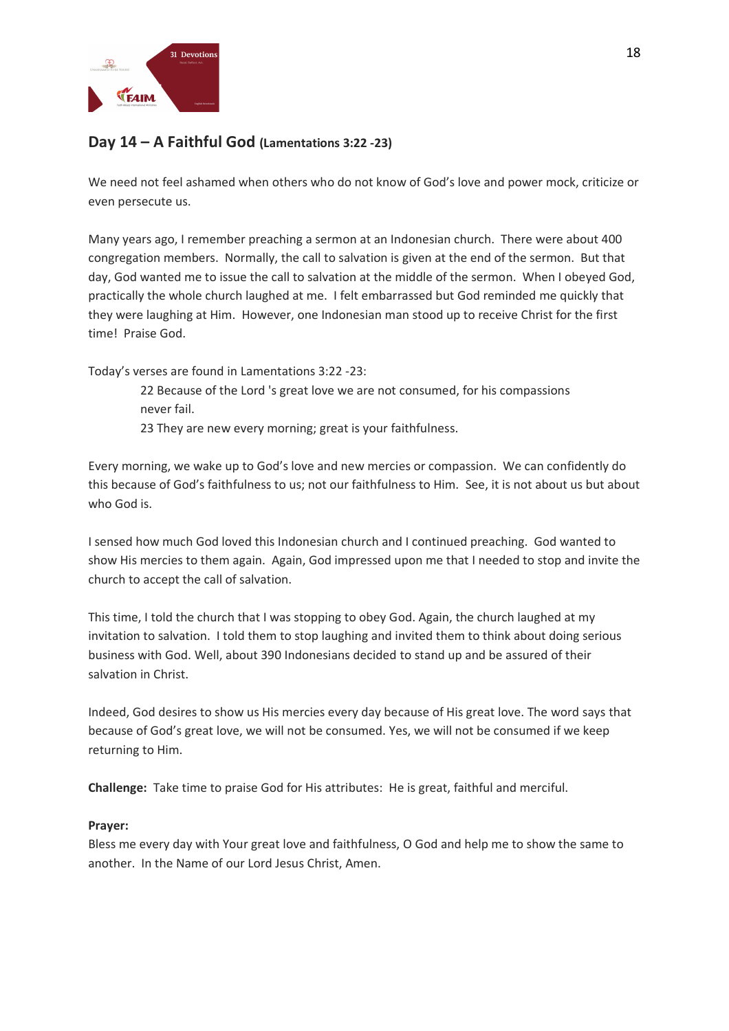## Day 14 – A Faithful God (Lamentations 3:22 -23)

We need not feel ashamed when others who do not know of God's love and power mock, criticize or even persecute us.

Many years ago, I remember preaching a sermon at an Indonesian church. There were about 400 congregation members. Normally, the call to salvation is given at the end of the sermon. But that day, God wanted me to issue the call to salvation at the middle of the sermon. When I obeyed God, practically the whole church laughed at me. I felt embarrassed but God reminded me quickly that they were laughing at Him. However, one Indonesian man stood up to receive Christ for the first time! Praise God.

Today's verses are found in Lamentations 3:22 -23:

> 22 Because of the Lord 's great love we are not consumed, for his compassions never fail.
> 23 They are new every morning; great is your faithfulness.

Every morning, we wake up to God's love and new mercies or compassion. We can confidently do this because of God's faithfulness to us; not our faithfulness to Him. See, it is not about us but about who God is.

I sensed how much God loved this Indonesian church and I continued preaching. God wanted to show His mercies to them again. Again, God impressed upon me that I needed to stop and invite the church to accept the call of salvation.

This time, I told the church that I was stopping to obey God. Again, the church laughed at my invitation to salvation. I told them to stop laughing and invited them to think about doing serious business with God. Well, about 390 Indonesians decided to stand up and be assured of their salvation in Christ.

Indeed, God desires to show us His mercies every day because of His great love. The word says that because of God's great love, we will not be consumed. Yes, we will not be consumed if we keep returning to Him.

**Challenge:** Take time to praise God for His attributes: He is great, faithful and merciful.

**Prayer:**
Bless me every day with Your great love and faithfulness, O God and help me to show the same to another. In the Name of our Lord Jesus Christ, Amen.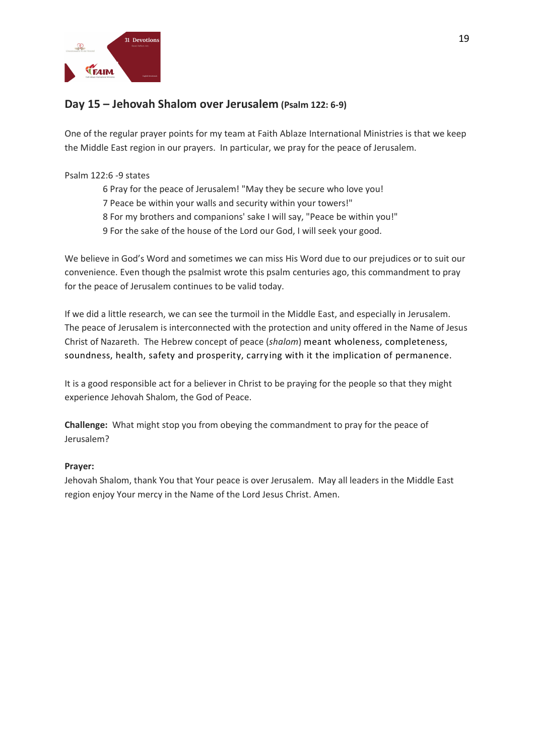## Day 15 – Jehovah Shalom over Jerusalem **(Psalm 122: 6-9)**

One of the regular prayer points for my team at Faith Ablaze International Ministries is that we keep the Middle East region in our prayers. In particular, we pray for the peace of Jerusalem.

Psalm 122:6 -9 states

> 6 Pray for the peace of Jerusalem! "May they be secure who love you!
> 7 Peace be within your walls and security within your towers!"
> 8 For my brothers and companions' sake I will say, "Peace be within you!"
> 9 For the sake of the house of the Lord our God, I will seek your good.

We believe in God's Word and sometimes we can miss His Word due to our prejudices or to suit our convenience. Even though the psalmist wrote this psalm centuries ago, this commandment to pray for the peace of Jerusalem continues to be valid today.

If we did a little research, we can see the turmoil in the Middle East, and especially in Jerusalem. The peace of Jerusalem is interconnected with the protection and unity offered in the Name of Jesus Christ of Nazareth. The Hebrew concept of peace (*shalom*) meant wholeness, completeness, soundness, health, safety and prosperity, carrying with it the implication of permanence.

It is a good responsible act for a believer in Christ to be praying for the people so that they might experience Jehovah Shalom, the God of Peace.

**Challenge:** What might stop you from obeying the commandment to pray for the peace of Jerusalem?

**Prayer:**
Jehovah Shalom, thank You that Your peace is over Jerusalem. May all leaders in the Middle East region enjoy Your mercy in the Name of the Lord Jesus Christ. Amen.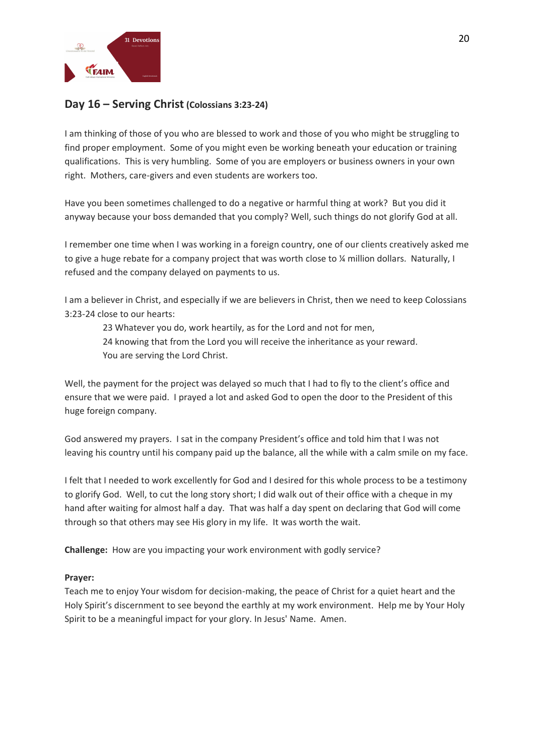## Day 16 – Serving Christ **(Colossians 3:23-24)**

I am thinking of those of you who are blessed to work and those of you who might be struggling to find proper employment. Some of you might even be working beneath your education or training qualifications. This is very humbling. Some of you are employers or business owners in your own right. Mothers, care-givers and even students are workers too.

Have you been sometimes challenged to do a negative or harmful thing at work? But you did it anyway because your boss demanded that you comply? Well, such things do not glorify God at all.

I remember one time when I was working in a foreign country, one of our clients creatively asked me to give a huge rebate for a company project that was worth close to ¼ million dollars. Naturally, I refused and the company delayed on payments to us.

I am a believer in Christ, and especially if we are believers in Christ, then we need to keep Colossians 3:23-24 close to our hearts:

> 23 Whatever you do, work heartily, as for the Lord and not for men,
> 24 knowing that from the Lord you will receive the inheritance as your reward.
> You are serving the Lord Christ.

Well, the payment for the project was delayed so much that I had to fly to the client's office and ensure that we were paid. I prayed a lot and asked God to open the door to the President of this huge foreign company.

God answered my prayers. I sat in the company President's office and told him that I was not leaving his country until his company paid up the balance, all the while with a calm smile on my face.

I felt that I needed to work excellently for God and I desired for this whole process to be a testimony to glorify God. Well, to cut the long story short; I did walk out of their office with a cheque in my hand after waiting for almost half a day. That was half a day spent on declaring that God will come through so that others may see His glory in my life. It was worth the wait.

**Challenge:** How are you impacting your work environment with godly service?

**Prayer:**
Teach me to enjoy Your wisdom for decision-making, the peace of Christ for a quiet heart and the Holy Spirit's discernment to see beyond the earthly at my work environment. Help me by Your Holy Spirit to be a meaningful impact for your glory. In Jesus' Name. Amen.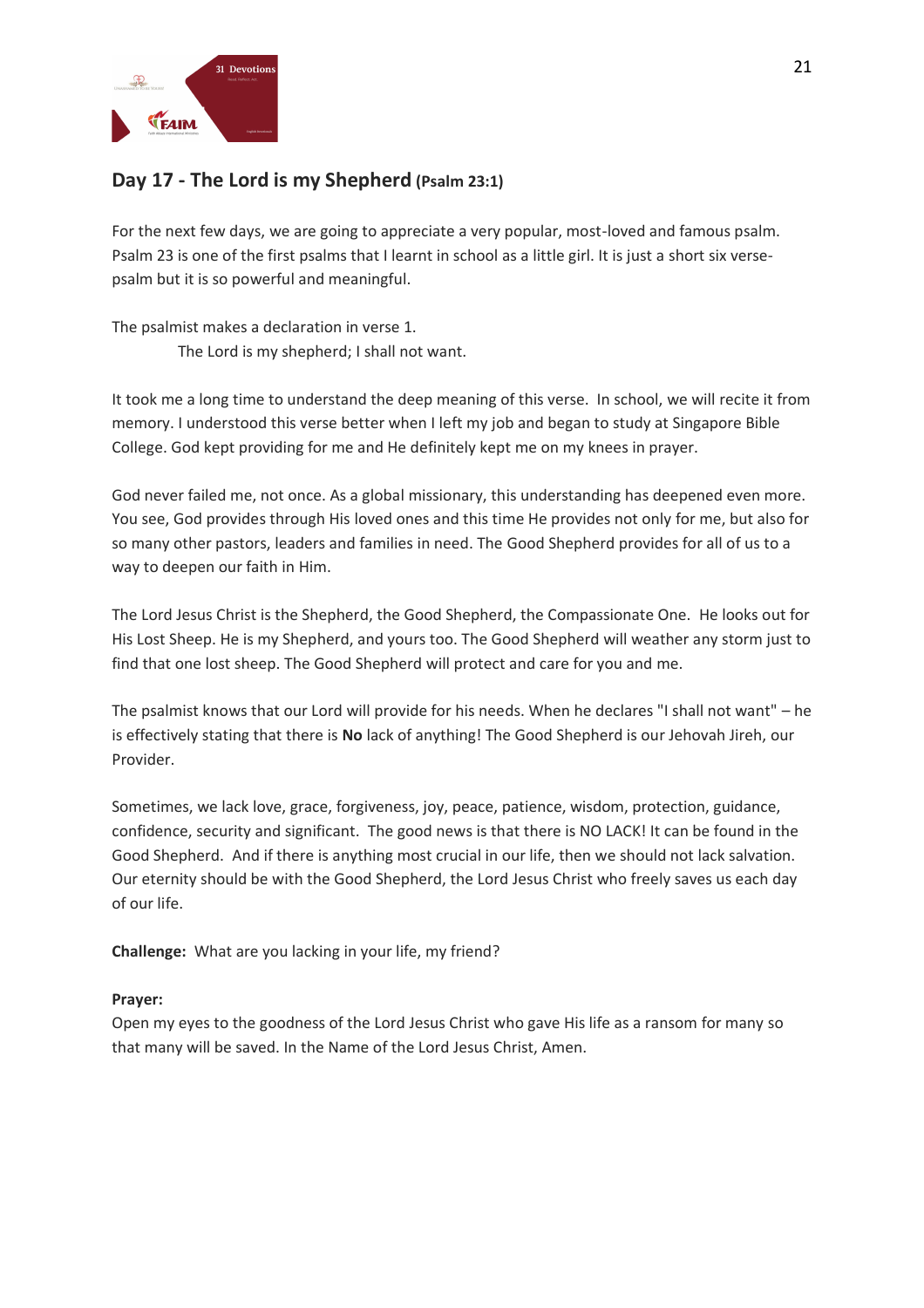## Day 17 - The Lord is my Shepherd (Psalm 23:1)

For the next few days, we are going to appreciate a very popular, most-loved and famous psalm. Psalm 23 is one of the first psalms that I learnt in school as a little girl. It is just a short six verse-psalm but it is so powerful and meaningful.

The psalmist makes a declaration in verse 1.

> The Lord is my shepherd; I shall not want.

It took me a long time to understand the deep meaning of this verse. In school, we will recite it from memory. I understood this verse better when I left my job and began to study at Singapore Bible College. God kept providing for me and He definitely kept me on my knees in prayer.

God never failed me, not once. As a global missionary, this understanding has deepened even more. You see, God provides through His loved ones and this time He provides not only for me, but also for so many other pastors, leaders and families in need. The Good Shepherd provides for all of us to a way to deepen our faith in Him.

The Lord Jesus Christ is the Shepherd, the Good Shepherd, the Compassionate One. He looks out for His Lost Sheep. He is my Shepherd, and yours too. The Good Shepherd will weather any storm just to find that one lost sheep. The Good Shepherd will protect and care for you and me.

The psalmist knows that our Lord will provide for his needs. When he declares "I shall not want" – he is effectively stating that there is **No** lack of anything! The Good Shepherd is our Jehovah Jireh, our Provider.

Sometimes, we lack love, grace, forgiveness, joy, peace, patience, wisdom, protection, guidance, confidence, security and significant. The good news is that there is NO LACK! It can be found in the Good Shepherd. And if there is anything most crucial in our life, then we should not lack salvation. Our eternity should be with the Good Shepherd, the Lord Jesus Christ who freely saves us each day of our life.

**Challenge:** What are you lacking in your life, my friend?

**Prayer:**
Open my eyes to the goodness of the Lord Jesus Christ who gave His life as a ransom for many so that many will be saved. In the Name of the Lord Jesus Christ, Amen.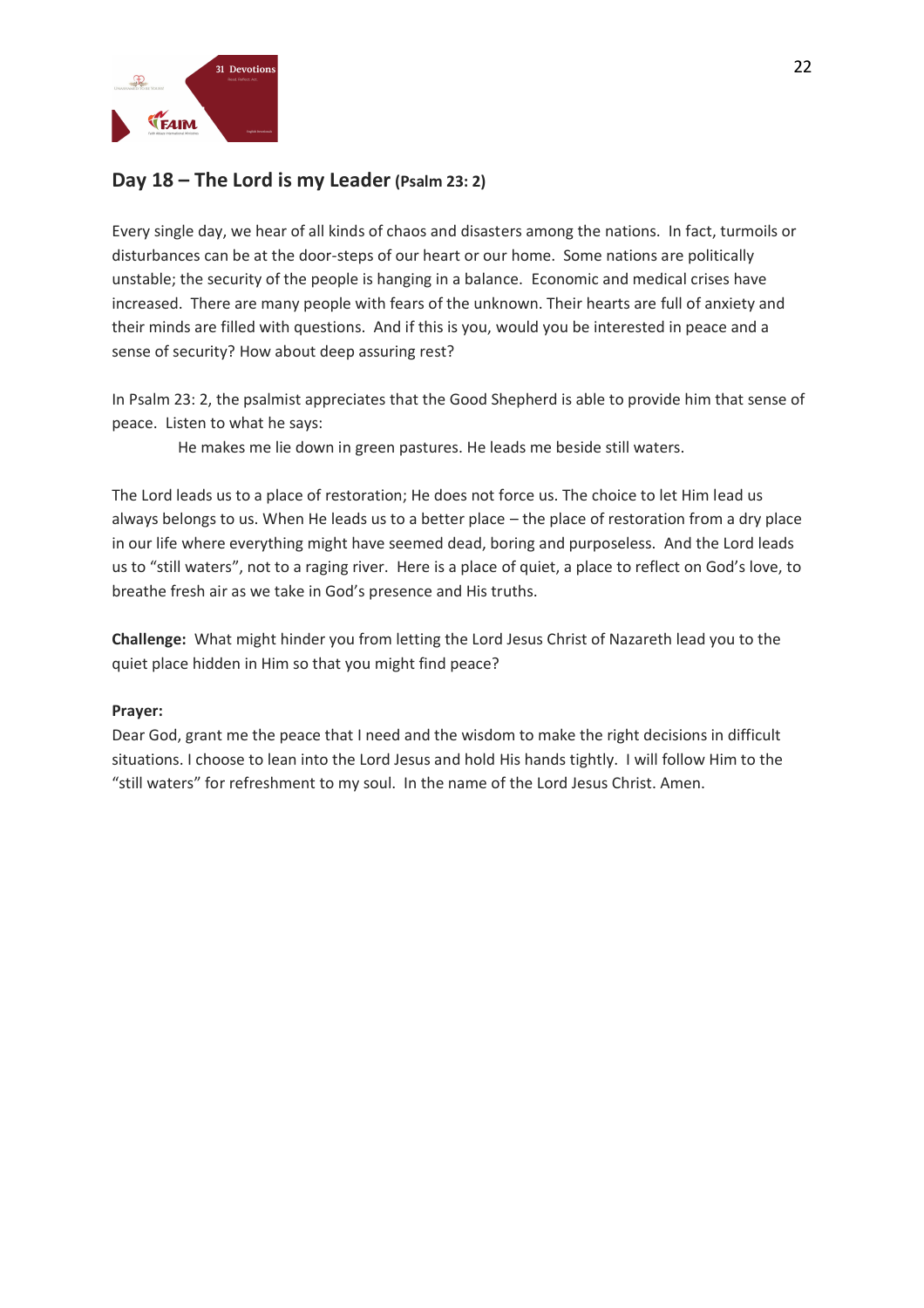## Day 18 – The Lord is my Leader (Psalm 23: 2)

Every single day, we hear of all kinds of chaos and disasters among the nations. In fact, turmoils or disturbances can be at the door-steps of our heart or our home. Some nations are politically unstable; the security of the people is hanging in a balance. Economic and medical crises have increased. There are many people with fears of the unknown. Their hearts are full of anxiety and their minds are filled with questions. And if this is you, would you be interested in peace and a sense of security? How about deep assuring rest?

In Psalm 23: 2, the psalmist appreciates that the Good Shepherd is able to provide him that sense of peace. Listen to what he says:

> He makes me lie down in green pastures. He leads me beside still waters.

The Lord leads us to a place of restoration; He does not force us. The choice to let Him lead us always belongs to us. When He leads us to a better place – the place of restoration from a dry place in our life where everything might have seemed dead, boring and purposeless. And the Lord leads us to "still waters", not to a raging river. Here is a place of quiet, a place to reflect on God's love, to breathe fresh air as we take in God's presence and His truths.

**Challenge:** What might hinder you from letting the Lord Jesus Christ of Nazareth lead you to the quiet place hidden in Him so that you might find peace?

**Prayer:**

Dear God, grant me the peace that I need and the wisdom to make the right decisions in difficult situations. I choose to lean into the Lord Jesus and hold His hands tightly. I will follow Him to the "still waters" for refreshment to my soul. In the name of the Lord Jesus Christ. Amen.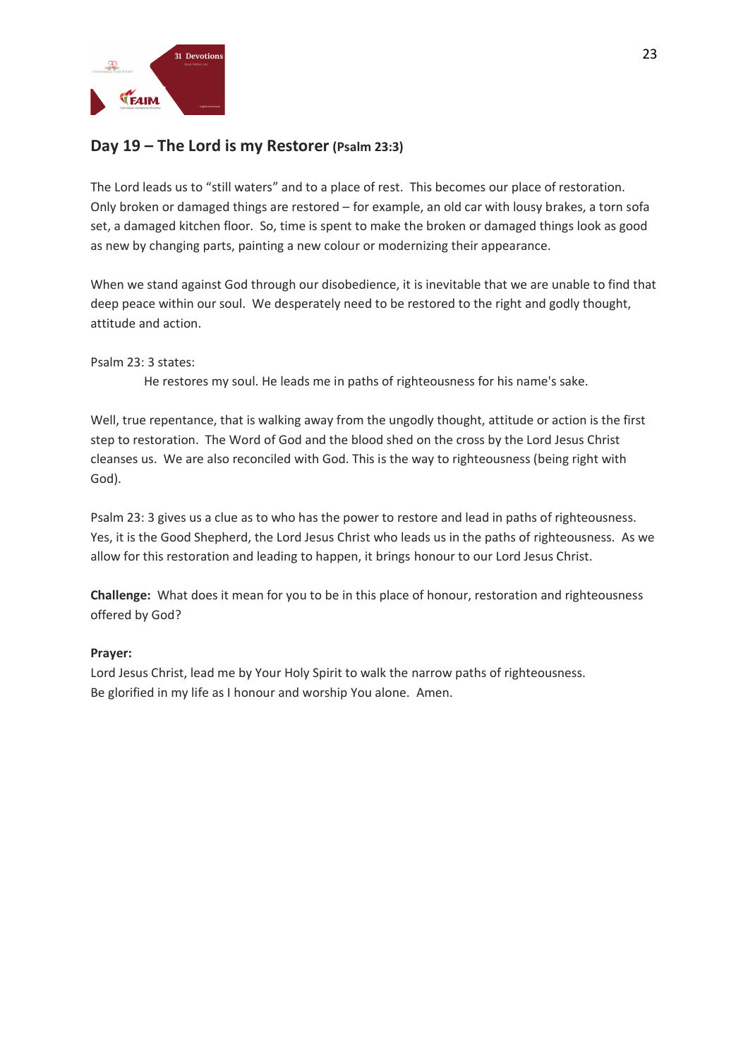## Day 19 – The Lord is my Restorer (Psalm 23:3)

The Lord leads us to “still waters” and to a place of rest. This becomes our place of restoration. Only broken or damaged things are restored – for example, an old car with lousy brakes, a torn sofa set, a damaged kitchen floor. So, time is spent to make the broken or damaged things look as good as new by changing parts, painting a new colour or modernizing their appearance.

When we stand against God through our disobedience, it is inevitable that we are unable to find that deep peace within our soul. We desperately need to be restored to the right and godly thought, attitude and action.

Psalm 23: 3 states:

> He restores my soul. He leads me in paths of righteousness for his name's sake.

Well, true repentance, that is walking away from the ungodly thought, attitude or action is the first step to restoration. The Word of God and the blood shed on the cross by the Lord Jesus Christ cleanses us. We are also reconciled with God. This is the way to righteousness (being right with God).

Psalm 23: 3 gives us a clue as to who has the power to restore and lead in paths of righteousness. Yes, it is the Good Shepherd, the Lord Jesus Christ who leads us in the paths of righteousness. As we allow for this restoration and leading to happen, it brings honour to our Lord Jesus Christ.

**Challenge:** What does it mean for you to be in this place of honour, restoration and righteousness offered by God?

**Prayer:**
Lord Jesus Christ, lead me by Your Holy Spirit to walk the narrow paths of righteousness. Be glorified in my life as I honour and worship You alone. Amen.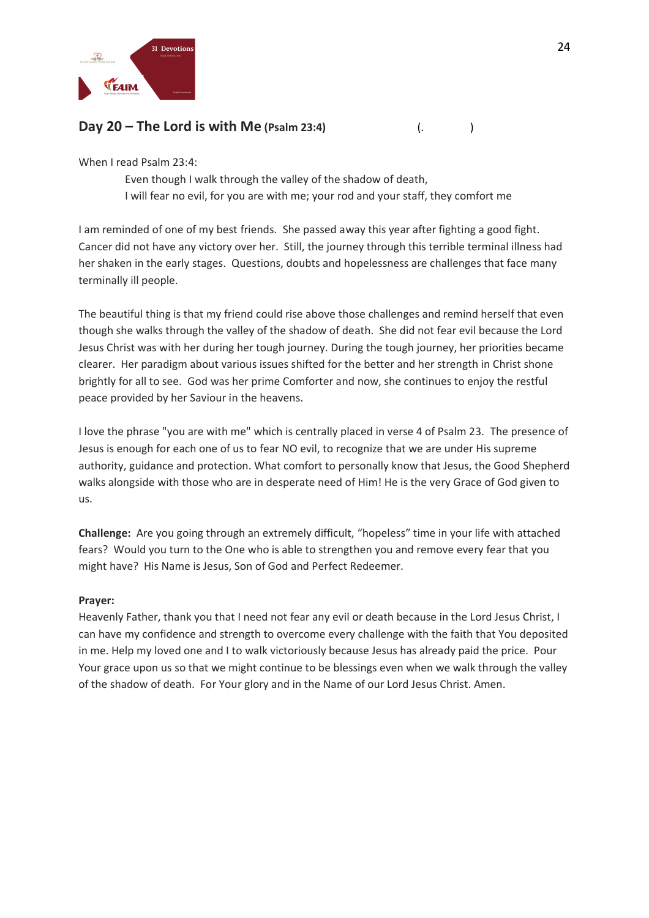## Day 20 – The Lord is with Me (Psalm 23:4) (. )

When I read Psalm 23:4:

> Even though I walk through the valley of the shadow of death,
> I will fear no evil, for you are with me; your rod and your staff, they comfort me

I am reminded of one of my best friends. She passed away this year after fighting a good fight. Cancer did not have any victory over her. Still, the journey through this terrible terminal illness had her shaken in the early stages. Questions, doubts and hopelessness are challenges that face many terminally ill people.

The beautiful thing is that my friend could rise above those challenges and remind herself that even though she walks through the valley of the shadow of death. She did not fear evil because the Lord Jesus Christ was with her during her tough journey. During the tough journey, her priorities became clearer. Her paradigm about various issues shifted for the better and her strength in Christ shone brightly for all to see. God was her prime Comforter and now, she continues to enjoy the restful peace provided by her Saviour in the heavens.

I love the phrase "you are with me" which is centrally placed in verse 4 of Psalm 23. The presence of Jesus is enough for each one of us to fear NO evil, to recognize that we are under His supreme authority, guidance and protection. What comfort to personally know that Jesus, the Good Shepherd walks alongside with those who are in desperate need of Him! He is the very Grace of God given to us.

**Challenge:** Are you going through an extremely difficult, "hopeless" time in your life with attached fears? Would you turn to the One who is able to strengthen you and remove every fear that you might have? His Name is Jesus, Son of God and Perfect Redeemer.

**Prayer:**
Heavenly Father, thank you that I need not fear any evil or death because in the Lord Jesus Christ, I can have my confidence and strength to overcome every challenge with the faith that You deposited in me. Help my loved one and I to walk victoriously because Jesus has already paid the price. Pour Your grace upon us so that we might continue to be blessings even when we walk through the valley of the shadow of death. For Your glory and in the Name of our Lord Jesus Christ. Amen.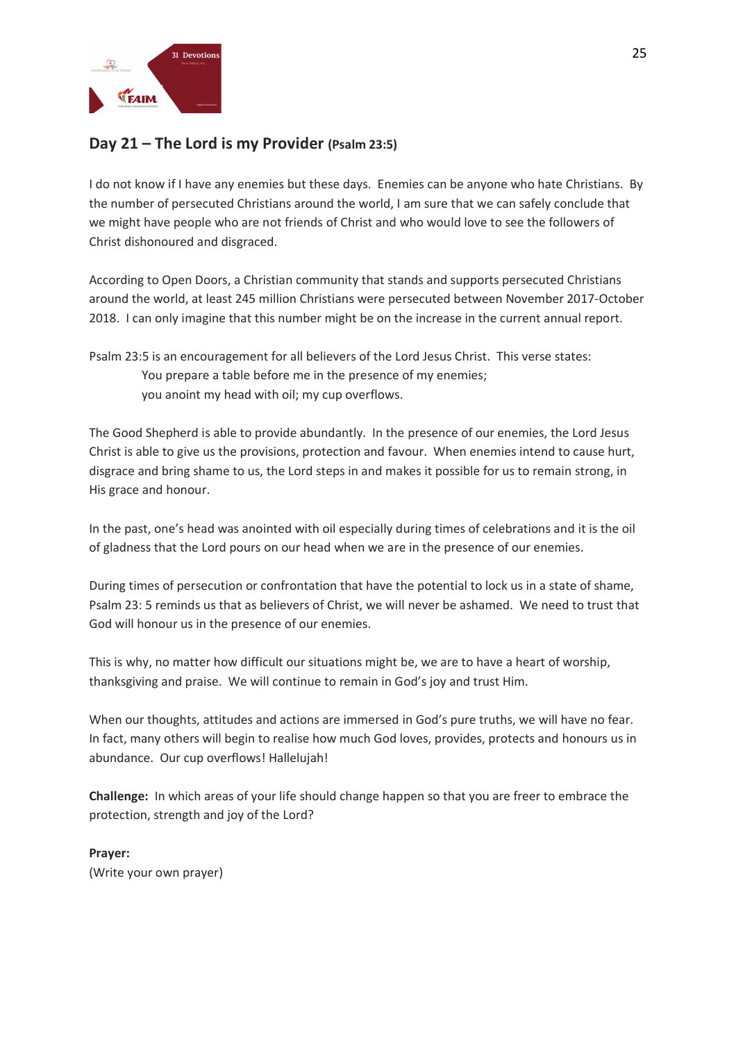## Day 21 – The Lord is my Provider (Psalm 23:5)

I do not know if I have any enemies but these days. Enemies can be anyone who hate Christians. By the number of persecuted Christians around the world, I am sure that we can safely conclude that we might have people who are not friends of Christ and who would love to see the followers of Christ dishonoured and disgraced.

According to Open Doors, a Christian community that stands and supports persecuted Christians around the world, at least 245 million Christians were persecuted between November 2017-October 2018. I can only imagine that this number might be on the increase in the current annual report.

Psalm 23:5 is an encouragement for all believers of the Lord Jesus Christ. This verse states:

> You prepare a table before me in the presence of my enemies;
> you anoint my head with oil; my cup overflows.

The Good Shepherd is able to provide abundantly. In the presence of our enemies, the Lord Jesus Christ is able to give us the provisions, protection and favour. When enemies intend to cause hurt, disgrace and bring shame to us, the Lord steps in and makes it possible for us to remain strong, in His grace and honour.

In the past, one's head was anointed with oil especially during times of celebrations and it is the oil of gladness that the Lord pours on our head when we are in the presence of our enemies.

During times of persecution or confrontation that have the potential to lock us in a state of shame, Psalm 23: 5 reminds us that as believers of Christ, we will never be ashamed. We need to trust that God will honour us in the presence of our enemies.

This is why, no matter how difficult our situations might be, we are to have a heart of worship, thanksgiving and praise. We will continue to remain in God's joy and trust Him.

When our thoughts, attitudes and actions are immersed in God's pure truths, we will have no fear. In fact, many others will begin to realise how much God loves, provides, protects and honours us in abundance. Our cup overflows! Hallelujah!

**Challenge:** In which areas of your life should change happen so that you are freer to embrace the protection, strength and joy of the Lord?

**Prayer:**
(Write your own prayer)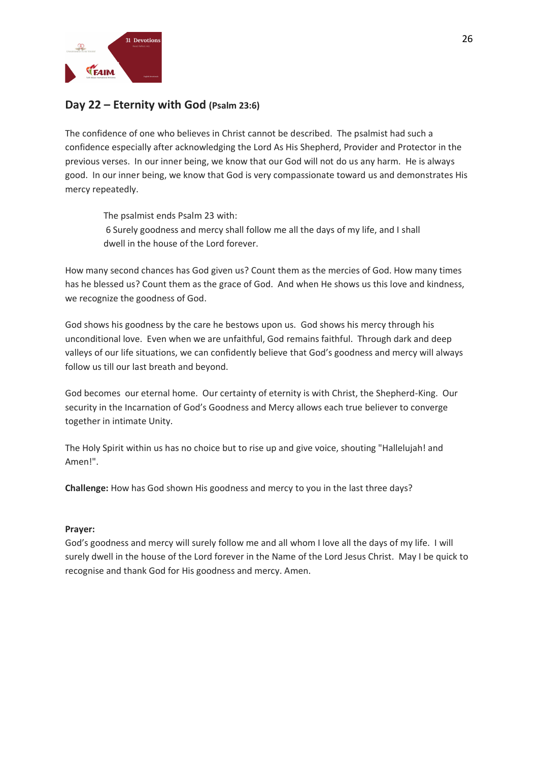## Day 22 – Eternity with God (Psalm 23:6)

The confidence of one who believes in Christ cannot be described. The psalmist had such a confidence especially after acknowledging the Lord As His Shepherd, Provider and Protector in the previous verses. In our inner being, we know that our God will not do us any harm. He is always good. In our inner being, we know that God is very compassionate toward us and demonstrates His mercy repeatedly.

> The psalmist ends Psalm 23 with:
> 6 Surely goodness and mercy shall follow me all the days of my life, and I shall dwell in the house of the Lord forever.

How many second chances has God given us? Count them as the mercies of God. How many times has he blessed us? Count them as the grace of God. And when He shows us this love and kindness, we recognize the goodness of God.

God shows his goodness by the care he bestows upon us. God shows his mercy through his unconditional love. Even when we are unfaithful, God remains faithful. Through dark and deep valleys of our life situations, we can confidently believe that God's goodness and mercy will always follow us till our last breath and beyond.

God becomes our eternal home. Our certainty of eternity is with Christ, the Shepherd-King. Our security in the Incarnation of God's Goodness and Mercy allows each true believer to converge together in intimate Unity.

The Holy Spirit within us has no choice but to rise up and give voice, shouting "Hallelujah! and Amen!".

**Challenge:** How has God shown His goodness and mercy to you in the last three days?

**Prayer:**
God's goodness and mercy will surely follow me and all whom I love all the days of my life. I will surely dwell in the house of the Lord forever in the Name of the Lord Jesus Christ. May I be quick to recognise and thank God for His goodness and mercy. Amen.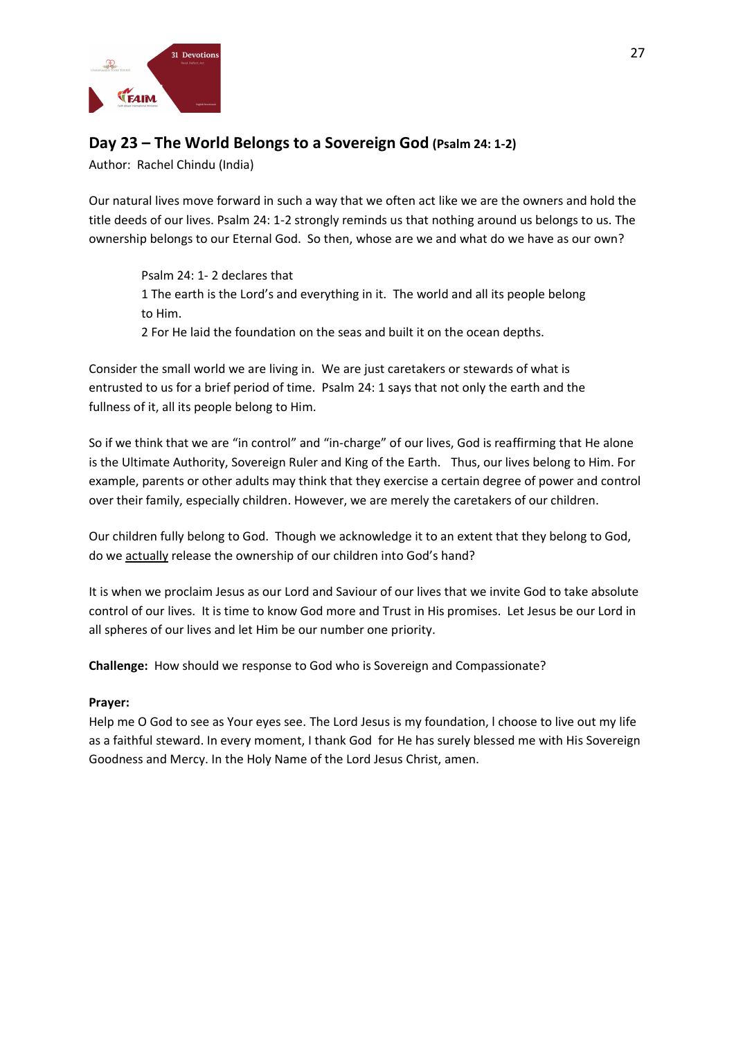## Day 23 – The World Belongs to a Sovereign God (Psalm 24: 1-2)

Author: Rachel Chindu (India)

Our natural lives move forward in such a way that we often act like we are the owners and hold the title deeds of our lives. Psalm 24: 1-2 strongly reminds us that nothing around us belongs to us. The ownership belongs to our Eternal God. So then, whose are we and what do we have as our own?

> Psalm 24: 1- 2 declares that
> 1 The earth is the Lord's and everything in it. The world and all its people belong to Him.
> 2 For He laid the foundation on the seas and built it on the ocean depths.

Consider the small world we are living in. We are just caretakers or stewards of what is entrusted to us for a brief period of time. Psalm 24: 1 says that not only the earth and the fullness of it, all its people belong to Him.

So if we think that we are "in control" and "in-charge" of our lives, God is reaffirming that He alone is the Ultimate Authority, Sovereign Ruler and King of the Earth. Thus, our lives belong to Him. For example, parents or other adults may think that they exercise a certain degree of power and control over their family, especially children. However, we are merely the caretakers of our children.

Our children fully belong to God. Though we acknowledge it to an extent that they belong to God, do we actually release the ownership of our children into God's hand?

It is when we proclaim Jesus as our Lord and Saviour of our lives that we invite God to take absolute control of our lives. It is time to know God more and Trust in His promises. Let Jesus be our Lord in all spheres of our lives and let Him be our number one priority.

**Challenge:** How should we response to God who is Sovereign and Compassionate?

**Prayer:**
Help me O God to see as Your eyes see. The Lord Jesus is my foundation, I choose to live out my life as a faithful steward. In every moment, I thank God for He has surely blessed me with His Sovereign Goodness and Mercy. In the Holy Name of the Lord Jesus Christ, amen.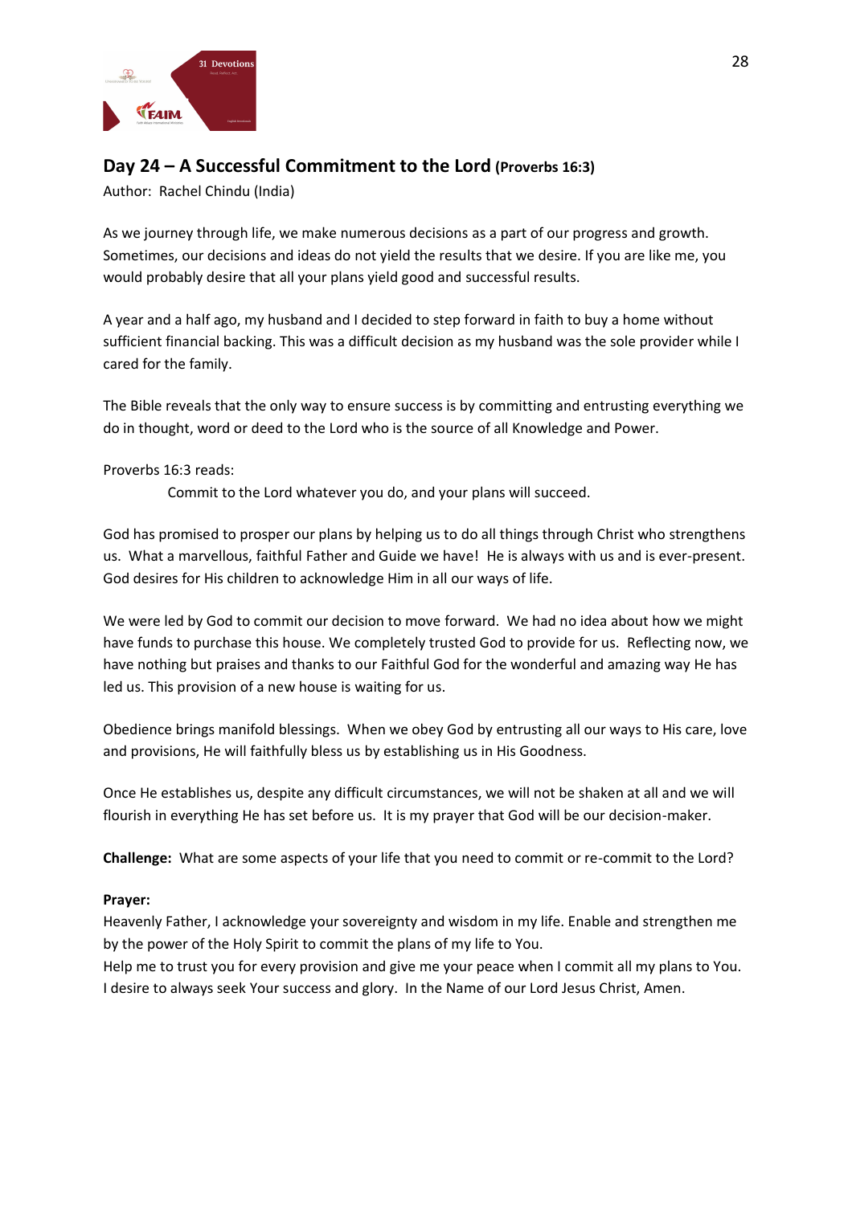## Day 24 – A Successful Commitment to the Lord (Proverbs 16:3)

Author: Rachel Chindu (India)

As we journey through life, we make numerous decisions as a part of our progress and growth. Sometimes, our decisions and ideas do not yield the results that we desire. If you are like me, you would probably desire that all your plans yield good and successful results.

A year and a half ago, my husband and I decided to step forward in faith to buy a home without sufficient financial backing. This was a difficult decision as my husband was the sole provider while I cared for the family.

The Bible reveals that the only way to ensure success is by committing and entrusting everything we do in thought, word or deed to the Lord who is the source of all Knowledge and Power.

Proverbs 16:3 reads:

> Commit to the Lord whatever you do, and your plans will succeed.

God has promised to prosper our plans by helping us to do all things through Christ who strengthens us. What a marvellous, faithful Father and Guide we have! He is always with us and is ever-present. God desires for His children to acknowledge Him in all our ways of life.

We were led by God to commit our decision to move forward. We had no idea about how we might have funds to purchase this house. We completely trusted God to provide for us. Reflecting now, we have nothing but praises and thanks to our Faithful God for the wonderful and amazing way He has led us. This provision of a new house is waiting for us.

Obedience brings manifold blessings. When we obey God by entrusting all our ways to His care, love and provisions, He will faithfully bless us by establishing us in His Goodness.

Once He establishes us, despite any difficult circumstances, we will not be shaken at all and we will flourish in everything He has set before us. It is my prayer that God will be our decision-maker.

**Challenge:** What are some aspects of your life that you need to commit or re-commit to the Lord?

**Prayer:**

Heavenly Father, I acknowledge your sovereignty and wisdom in my life. Enable and strengthen me by the power of the Holy Spirit to commit the plans of my life to You.

Help me to trust you for every provision and give me your peace when I commit all my plans to You. I desire to always seek Your success and glory. In the Name of our Lord Jesus Christ, Amen.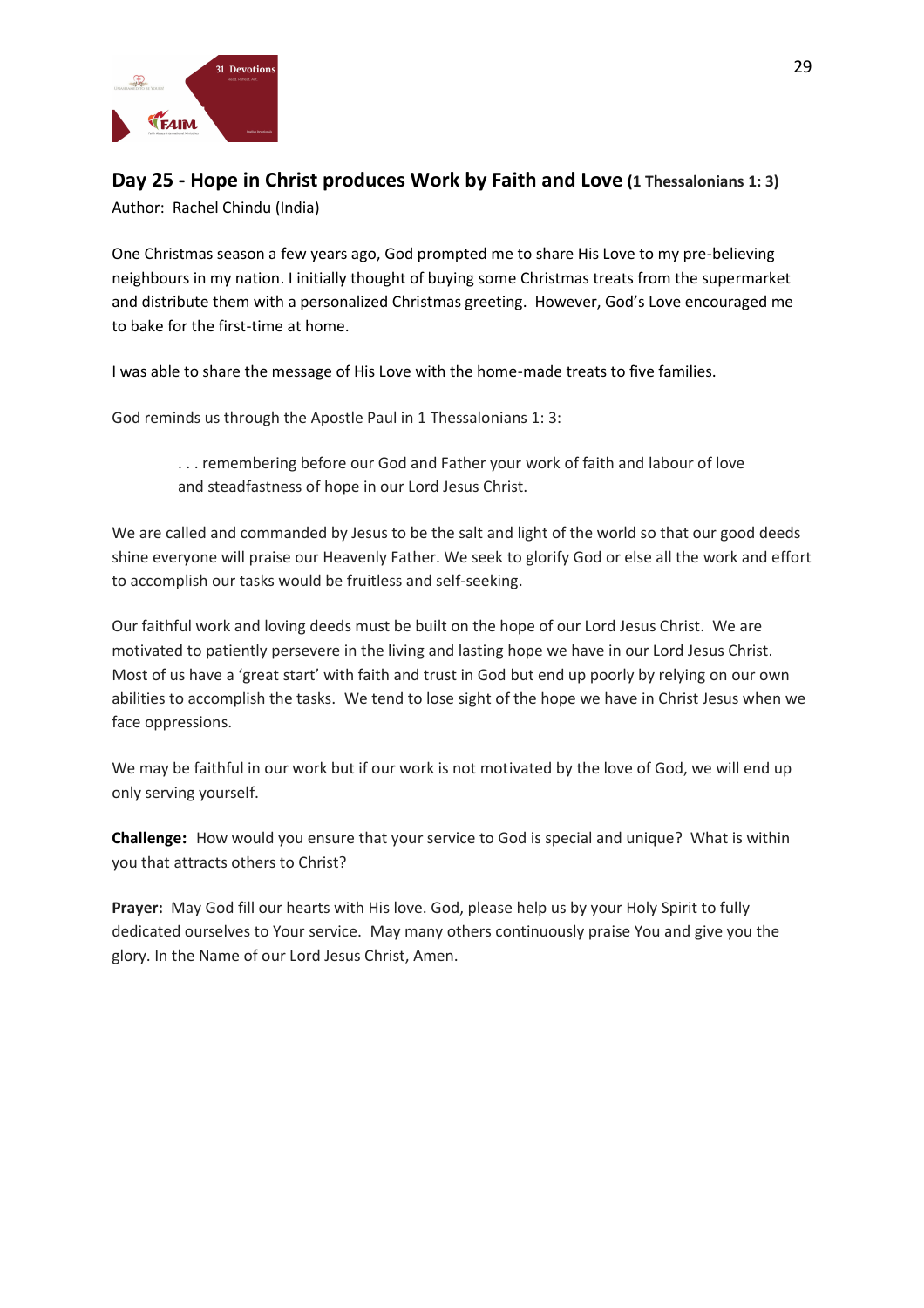## Day 25 - Hope in Christ produces Work by Faith and Love (1 Thessalonians 1: 3)

Author: Rachel Chindu (India)

One Christmas season a few years ago, God prompted me to share His Love to my pre-believing neighbours in my nation. I initially thought of buying some Christmas treats from the supermarket and distribute them with a personalized Christmas greeting. However, God's Love encouraged me to bake for the first-time at home.

I was able to share the message of His Love with the home-made treats to five families.

God reminds us through the Apostle Paul in 1 Thessalonians 1: 3:

> . . . remembering before our God and Father your work of faith and labour of love and steadfastness of hope in our Lord Jesus Christ.

We are called and commanded by Jesus to be the salt and light of the world so that our good deeds shine everyone will praise our Heavenly Father. We seek to glorify God or else all the work and effort to accomplish our tasks would be fruitless and self-seeking.

Our faithful work and loving deeds must be built on the hope of our Lord Jesus Christ. We are motivated to patiently persevere in the living and lasting hope we have in our Lord Jesus Christ. Most of us have a 'great start' with faith and trust in God but end up poorly by relying on our own abilities to accomplish the tasks. We tend to lose sight of the hope we have in Christ Jesus when we face oppressions.

We may be faithful in our work but if our work is not motivated by the love of God, we will end up only serving yourself.

**Challenge:** How would you ensure that your service to God is special and unique? What is within you that attracts others to Christ?

**Prayer:** May God fill our hearts with His love. God, please help us by your Holy Spirit to fully dedicated ourselves to Your service. May many others continuously praise You and give you the glory. In the Name of our Lord Jesus Christ, Amen.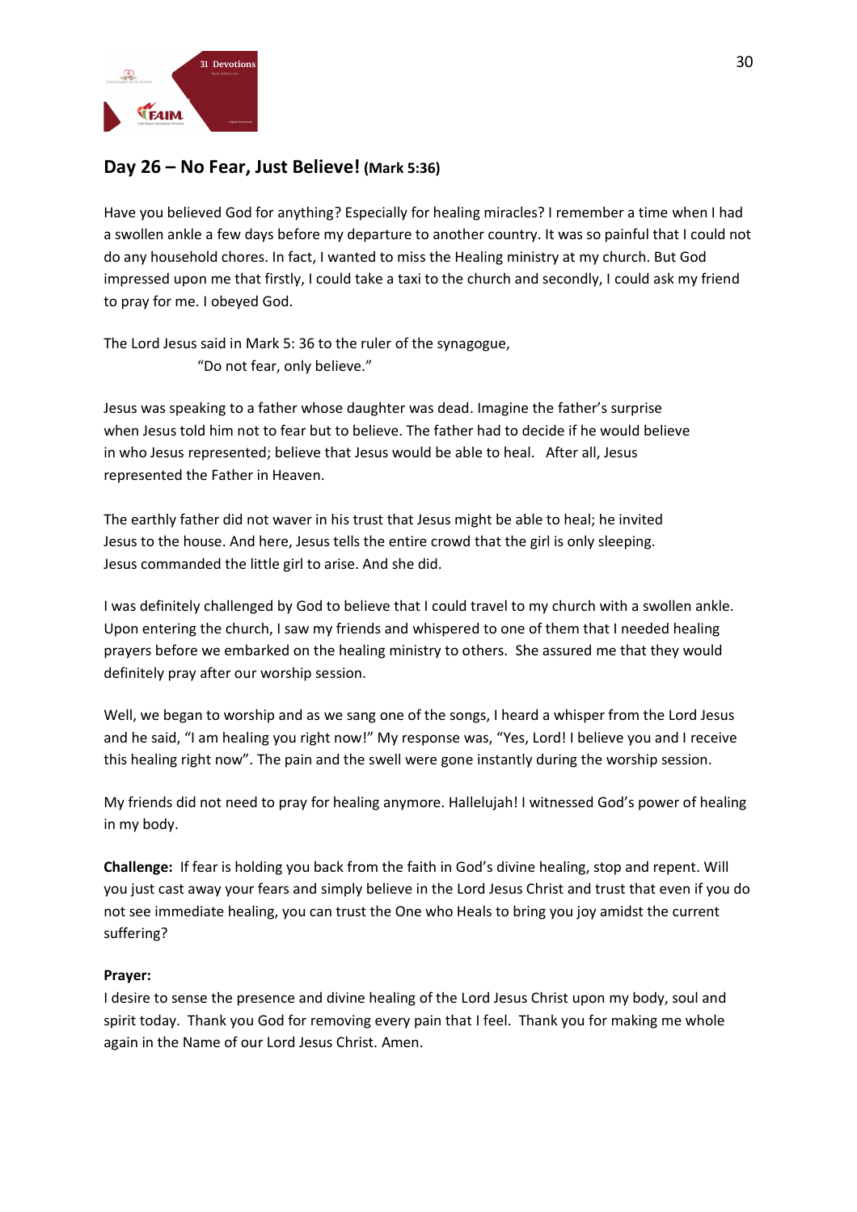## Day 26 – No Fear, Just Believe! (Mark 5:36)

Have you believed God for anything? Especially for healing miracles? I remember a time when I had a swollen ankle a few days before my departure to another country. It was so painful that I could not do any household chores. In fact, I wanted to miss the Healing ministry at my church. But God impressed upon me that firstly, I could take a taxi to the church and secondly, I could ask my friend to pray for me. I obeyed God.

The Lord Jesus said in Mark 5: 36 to the ruler of the synagogue,

> "Do not fear, only believe."

Jesus was speaking to a father whose daughter was dead. Imagine the father's surprise when Jesus told him not to fear but to believe. The father had to decide if he would believe in who Jesus represented; believe that Jesus would be able to heal. After all, Jesus represented the Father in Heaven.

The earthly father did not waver in his trust that Jesus might be able to heal; he invited Jesus to the house. And here, Jesus tells the entire crowd that the girl is only sleeping. Jesus commanded the little girl to arise. And she did.

I was definitely challenged by God to believe that I could travel to my church with a swollen ankle. Upon entering the church, I saw my friends and whispered to one of them that I needed healing prayers before we embarked on the healing ministry to others. She assured me that they would definitely pray after our worship session.

Well, we began to worship and as we sang one of the songs, I heard a whisper from the Lord Jesus and he said, "I am healing you right now!" My response was, "Yes, Lord! I believe you and I receive this healing right now". The pain and the swell were gone instantly during the worship session.

My friends did not need to pray for healing anymore. Hallelujah! I witnessed God's power of healing in my body.

**Challenge:** If fear is holding you back from the faith in God's divine healing, stop and repent. Will you just cast away your fears and simply believe in the Lord Jesus Christ and trust that even if you do not see immediate healing, you can trust the One who Heals to bring you joy amidst the current suffering?

**Prayer:**

I desire to sense the presence and divine healing of the Lord Jesus Christ upon my body, soul and spirit today. Thank you God for removing every pain that I feel. Thank you for making me whole again in the Name of our Lord Jesus Christ. Amen.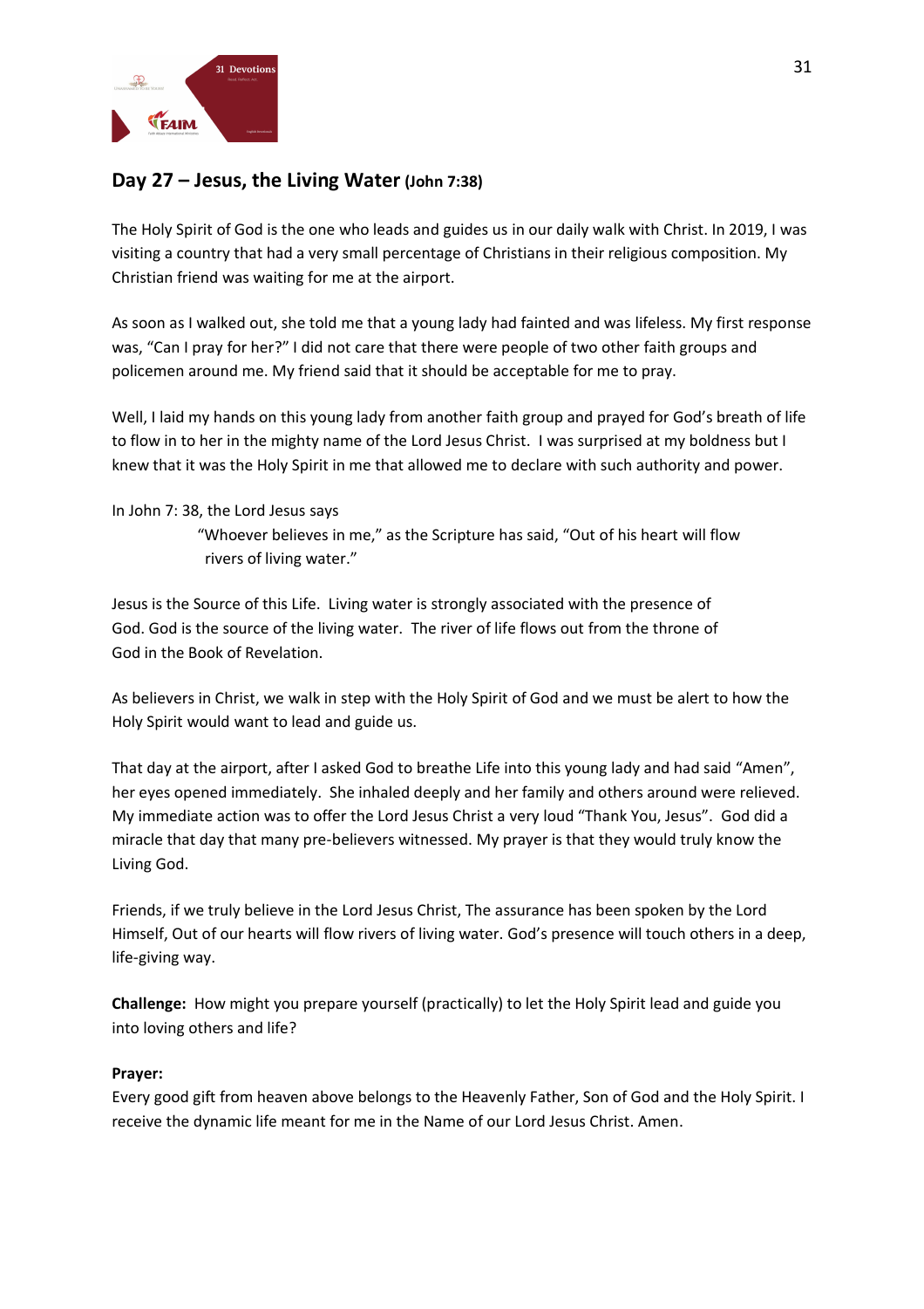## Day 27 – Jesus, the Living Water (John 7:38)

The Holy Spirit of God is the one who leads and guides us in our daily walk with Christ. In 2019, I was visiting a country that had a very small percentage of Christians in their religious composition. My Christian friend was waiting for me at the airport.

As soon as I walked out, she told me that a young lady had fainted and was lifeless. My first response was, "Can I pray for her?" I did not care that there were people of two other faith groups and policemen around me. My friend said that it should be acceptable for me to pray.

Well, I laid my hands on this young lady from another faith group and prayed for God's breath of life to flow in to her in the mighty name of the Lord Jesus Christ. I was surprised at my boldness but I knew that it was the Holy Spirit in me that allowed me to declare with such authority and power.

In John 7: 38, the Lord Jesus says

> "Whoever believes in me," as the Scripture has said, "Out of his heart will flow rivers of living water."

Jesus is the Source of this Life. Living water is strongly associated with the presence of God. God is the source of the living water. The river of life flows out from the throne of God in the Book of Revelation.

As believers in Christ, we walk in step with the Holy Spirit of God and we must be alert to how the Holy Spirit would want to lead and guide us.

That day at the airport, after I asked God to breathe Life into this young lady and had said "Amen", her eyes opened immediately. She inhaled deeply and her family and others around were relieved. My immediate action was to offer the Lord Jesus Christ a very loud "Thank You, Jesus". God did a miracle that day that many pre-believers witnessed. My prayer is that they would truly know the Living God.

Friends, if we truly believe in the Lord Jesus Christ, The assurance has been spoken by the Lord Himself, Out of our hearts will flow rivers of living water. God's presence will touch others in a deep, life-giving way.

**Challenge:** How might you prepare yourself (practically) to let the Holy Spirit lead and guide you into loving others and life?

**Prayer:**
Every good gift from heaven above belongs to the Heavenly Father, Son of God and the Holy Spirit. I receive the dynamic life meant for me in the Name of our Lord Jesus Christ. Amen.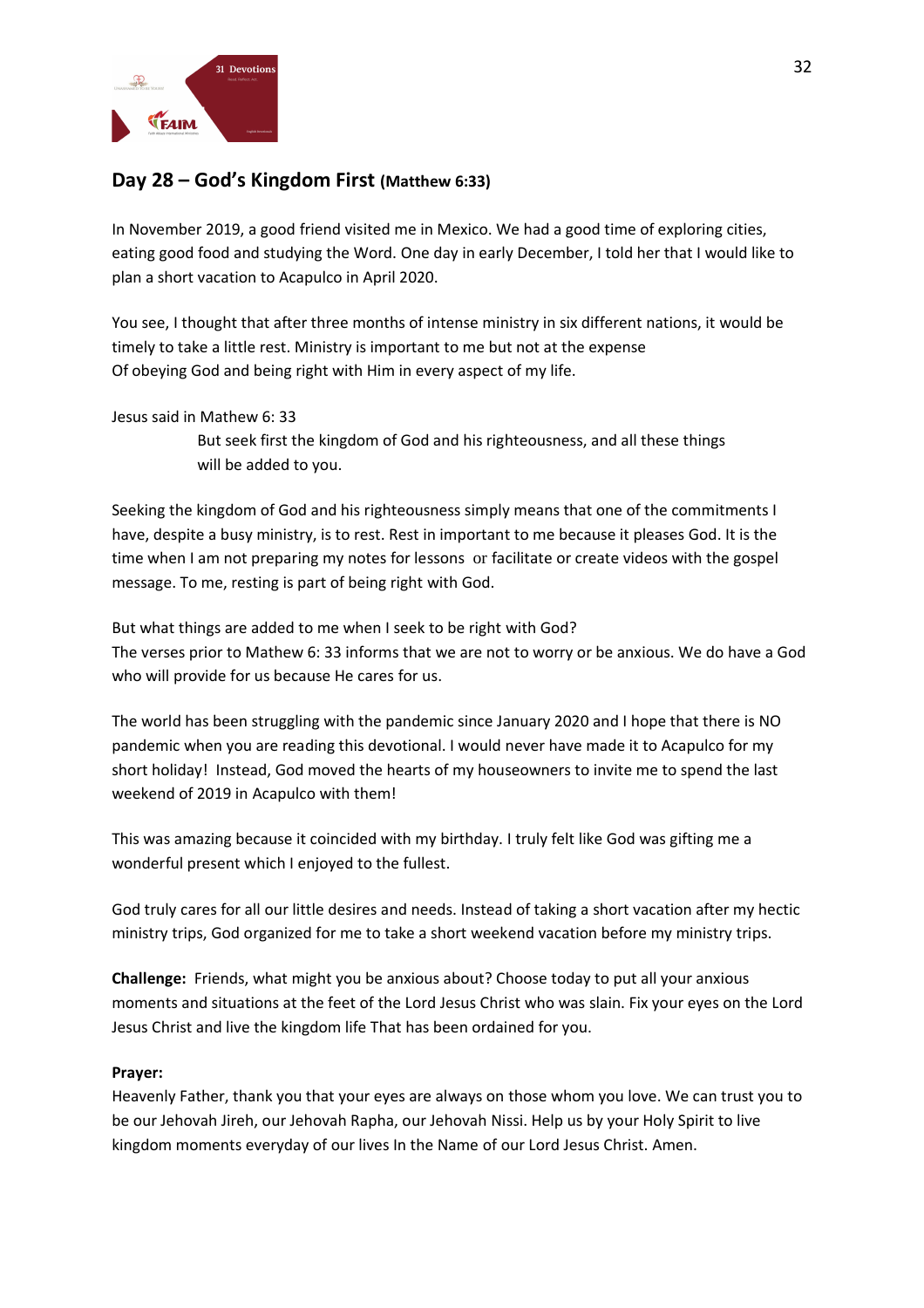## Day 28 – God's Kingdom First **(Matthew 6:33)**

In November 2019, a good friend visited me in Mexico. We had a good time of exploring cities, eating good food and studying the Word. One day in early December, I told her that I would like to plan a short vacation to Acapulco in April 2020.

You see, I thought that after three months of intense ministry in six different nations, it would be timely to take a little rest. Ministry is important to me but not at the expense Of obeying God and being right with Him in every aspect of my life.

Jesus said in Mathew 6: 33

> But seek first the kingdom of God and his righteousness, and all these things will be added to you.

Seeking the kingdom of God and his righteousness simply means that one of the commitments I have, despite a busy ministry, is to rest. Rest in important to me because it pleases God. It is the time when I am not preparing my notes for lessons or facilitate or create videos with the gospel message. To me, resting is part of being right with God.

But what things are added to me when I seek to be right with God?
The verses prior to Mathew 6: 33 informs that we are not to worry or be anxious. We do have a God who will provide for us because He cares for us.

The world has been struggling with the pandemic since January 2020 and I hope that there is NO pandemic when you are reading this devotional. I would never have made it to Acapulco for my short holiday! Instead, God moved the hearts of my houseowners to invite me to spend the last weekend of 2019 in Acapulco with them!

This was amazing because it coincided with my birthday. I truly felt like God was gifting me a wonderful present which I enjoyed to the fullest.

God truly cares for all our little desires and needs. Instead of taking a short vacation after my hectic ministry trips, God organized for me to take a short weekend vacation before my ministry trips.

**Challenge:** Friends, what might you be anxious about? Choose today to put all your anxious moments and situations at the feet of the Lord Jesus Christ who was slain. Fix your eyes on the Lord Jesus Christ and live the kingdom life That has been ordained for you.

**Prayer:**
Heavenly Father, thank you that your eyes are always on those whom you love. We can trust you to be our Jehovah Jireh, our Jehovah Rapha, our Jehovah Nissi. Help us by your Holy Spirit to live kingdom moments everyday of our lives In the Name of our Lord Jesus Christ. Amen.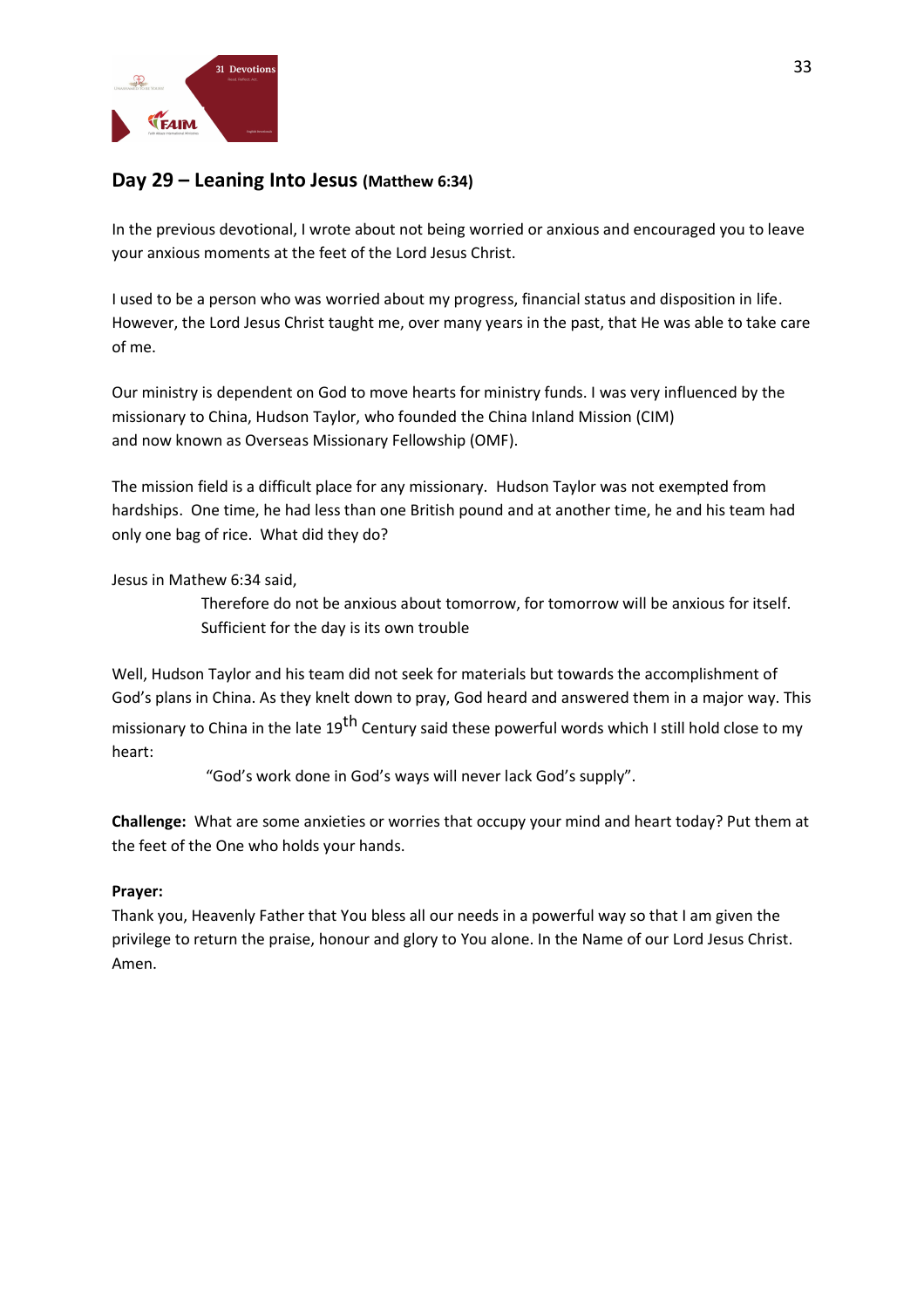## Day 29 – Leaning Into Jesus **(Matthew 6:34)**

In the previous devotional, I wrote about not being worried or anxious and encouraged you to leave your anxious moments at the feet of the Lord Jesus Christ.

I used to be a person who was worried about my progress, financial status and disposition in life. However, the Lord Jesus Christ taught me, over many years in the past, that He was able to take care of me.

Our ministry is dependent on God to move hearts for ministry funds. I was very influenced by the missionary to China, Hudson Taylor, who founded the China Inland Mission (CIM) and now known as Overseas Missionary Fellowship (OMF).

The mission field is a difficult place for any missionary. Hudson Taylor was not exempted from hardships. One time, he had less than one British pound and at another time, he and his team had only one bag of rice. What did they do?

Jesus in Mathew 6:34 said,

> Therefore do not be anxious about tomorrow, for tomorrow will be anxious for itself. Sufficient for the day is its own trouble

Well, Hudson Taylor and his team did not seek for materials but towards the accomplishment of God's plans in China. As they knelt down to pray, God heard and answered them in a major way. This missionary to China in the late 19th Century said these powerful words which I still hold close to my heart:

> "God's work done in God's ways will never lack God's supply".

**Challenge:** What are some anxieties or worries that occupy your mind and heart today? Put them at the feet of the One who holds your hands.

**Prayer:**

Thank you, Heavenly Father that You bless all our needs in a powerful way so that I am given the privilege to return the praise, honour and glory to You alone. In the Name of our Lord Jesus Christ. Amen.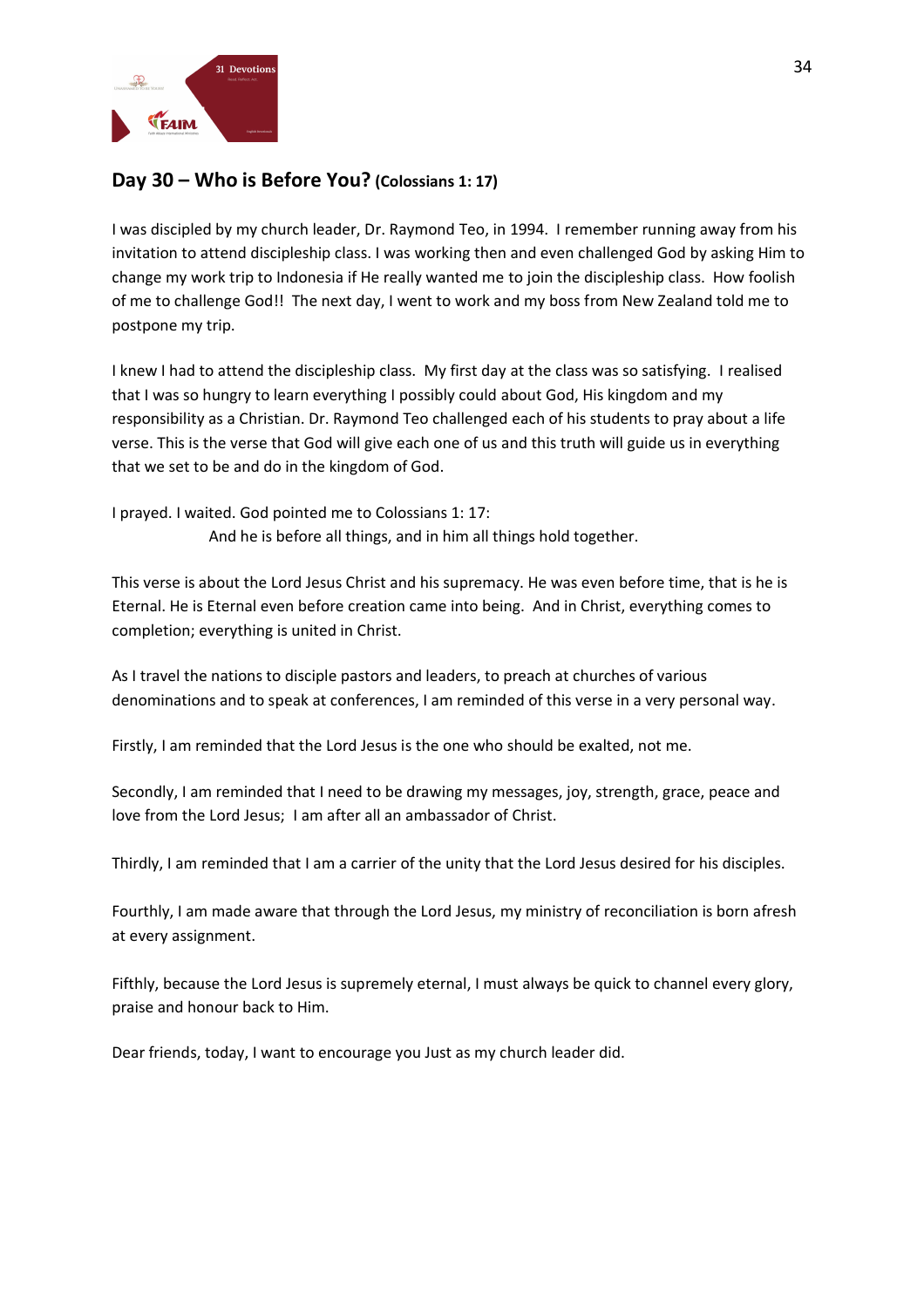## Day 30 – Who is Before You? (Colossians 1: 17)

I was discipled by my church leader, Dr. Raymond Teo, in 1994. I remember running away from his invitation to attend discipleship class. I was working then and even challenged God by asking Him to change my work trip to Indonesia if He really wanted me to join the discipleship class. How foolish of me to challenge God!! The next day, I went to work and my boss from New Zealand told me to postpone my trip.

I knew I had to attend the discipleship class. My first day at the class was so satisfying. I realised that I was so hungry to learn everything I possibly could about God, His kingdom and my responsibility as a Christian. Dr. Raymond Teo challenged each of his students to pray about a life verse. This is the verse that God will give each one of us and this truth will guide us in everything that we set to be and do in the kingdom of God.

I prayed. I waited. God pointed me to Colossians 1: 17:

> And he is before all things, and in him all things hold together.

This verse is about the Lord Jesus Christ and his supremacy. He was even before time, that is he is Eternal. He is Eternal even before creation came into being. And in Christ, everything comes to completion; everything is united in Christ.

As I travel the nations to disciple pastors and leaders, to preach at churches of various denominations and to speak at conferences, I am reminded of this verse in a very personal way.

Firstly, I am reminded that the Lord Jesus is the one who should be exalted, not me.

Secondly, I am reminded that I need to be drawing my messages, joy, strength, grace, peace and love from the Lord Jesus; I am after all an ambassador of Christ.

Thirdly, I am reminded that I am a carrier of the unity that the Lord Jesus desired for his disciples.

Fourthly, I am made aware that through the Lord Jesus, my ministry of reconciliation is born afresh at every assignment.

Fifthly, because the Lord Jesus is supremely eternal, I must always be quick to channel every glory, praise and honour back to Him.

Dear friends, today, I want to encourage you Just as my church leader did.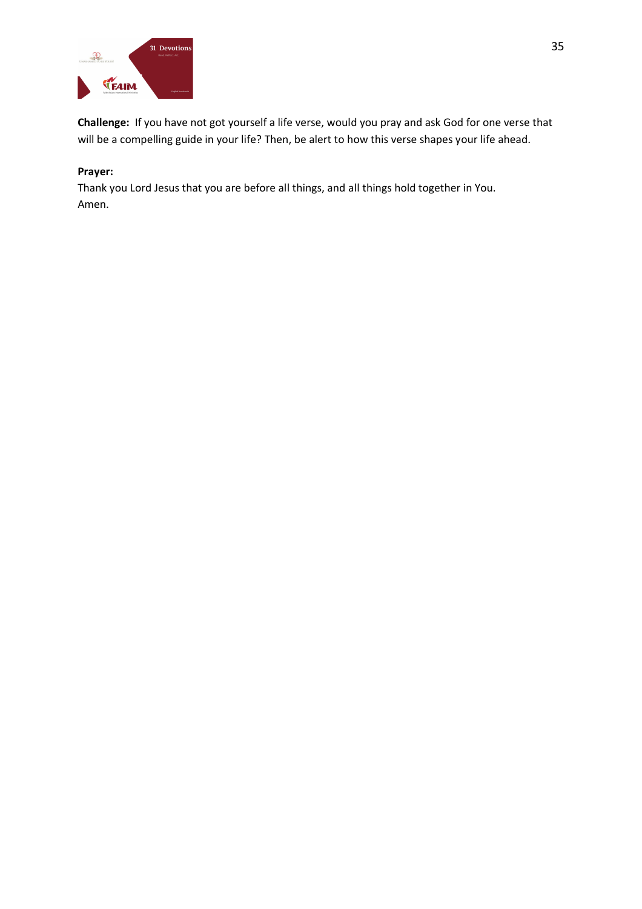**Challenge:** If you have not got yourself a life verse, would you pray and ask God for one verse that will be a compelling guide in your life? Then, be alert to how this verse shapes your life ahead.

**Prayer:**
Thank you Lord Jesus that you are before all things, and all things hold together in You.
Amen.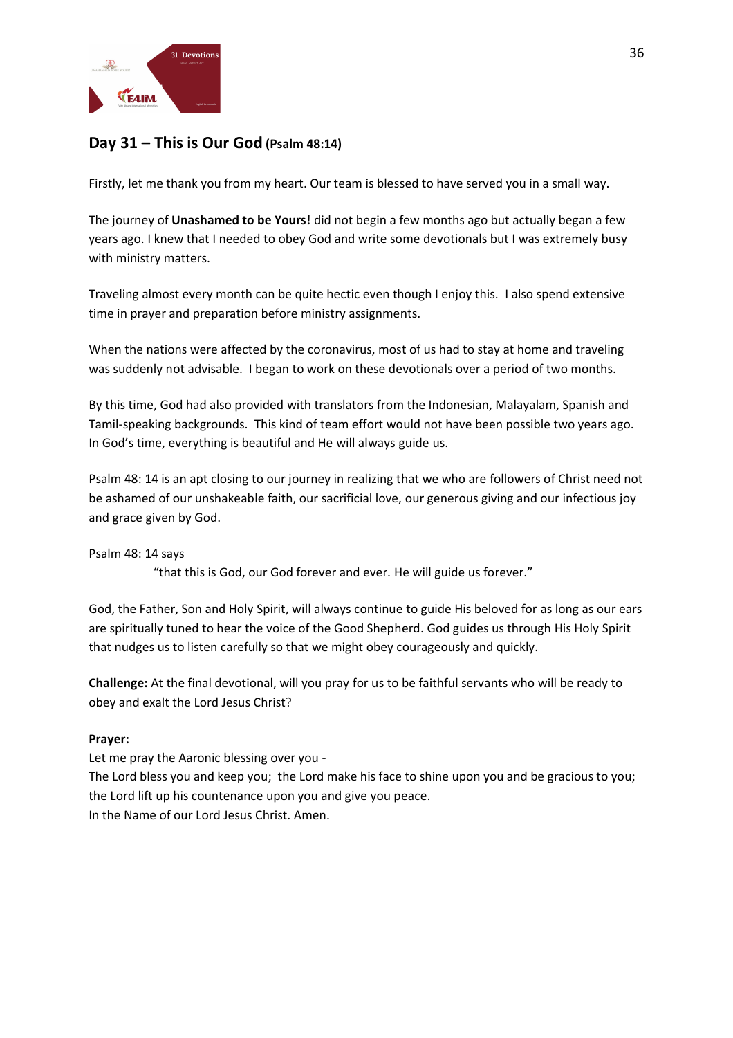## Day 31 – This is Our God (Psalm 48:14)

Firstly, let me thank you from my heart. Our team is blessed to have served you in a small way.

The journey of **Unashamed to be Yours!** did not begin a few months ago but actually began a few years ago. I knew that I needed to obey God and write some devotionals but I was extremely busy with ministry matters.

Traveling almost every month can be quite hectic even though I enjoy this. I also spend extensive time in prayer and preparation before ministry assignments.

When the nations were affected by the coronavirus, most of us had to stay at home and traveling was suddenly not advisable. I began to work on these devotionals over a period of two months.

By this time, God had also provided with translators from the Indonesian, Malayalam, Spanish and Tamil-speaking backgrounds. This kind of team effort would not have been possible two years ago. In God's time, everything is beautiful and He will always guide us.

Psalm 48: 14 is an apt closing to our journey in realizing that we who are followers of Christ need not be ashamed of our unshakeable faith, our sacrificial love, our generous giving and our infectious joy and grace given by God.

Psalm 48: 14 says

> "that this is God, our God forever and ever. He will guide us forever."

God, the Father, Son and Holy Spirit, will always continue to guide His beloved for as long as our ears are spiritually tuned to hear the voice of the Good Shepherd. God guides us through His Holy Spirit that nudges us to listen carefully so that we might obey courageously and quickly.

**Challenge:** At the final devotional, will you pray for us to be faithful servants who will be ready to obey and exalt the Lord Jesus Christ?

**Prayer:**
Let me pray the Aaronic blessing over you -
The Lord bless you and keep you; the Lord make his face to shine upon you and be gracious to you; the Lord lift up his countenance upon you and give you peace.
In the Name of our Lord Jesus Christ. Amen.